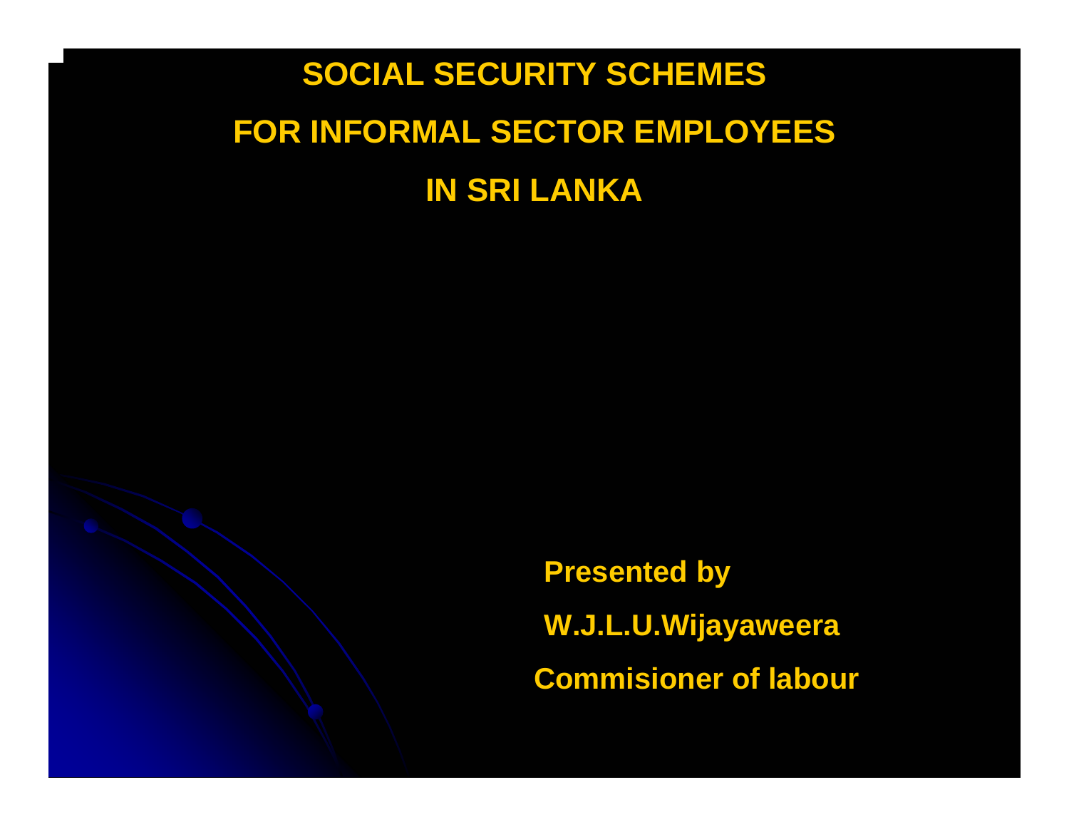# SOCIAL SECURITY SCHEMES FOR INFORMAL SECTOR EMPLOYEES IN SRI LANKA

**Presented by**

**W.J.L.U.Wijayaweera**

**Commisioner of labour**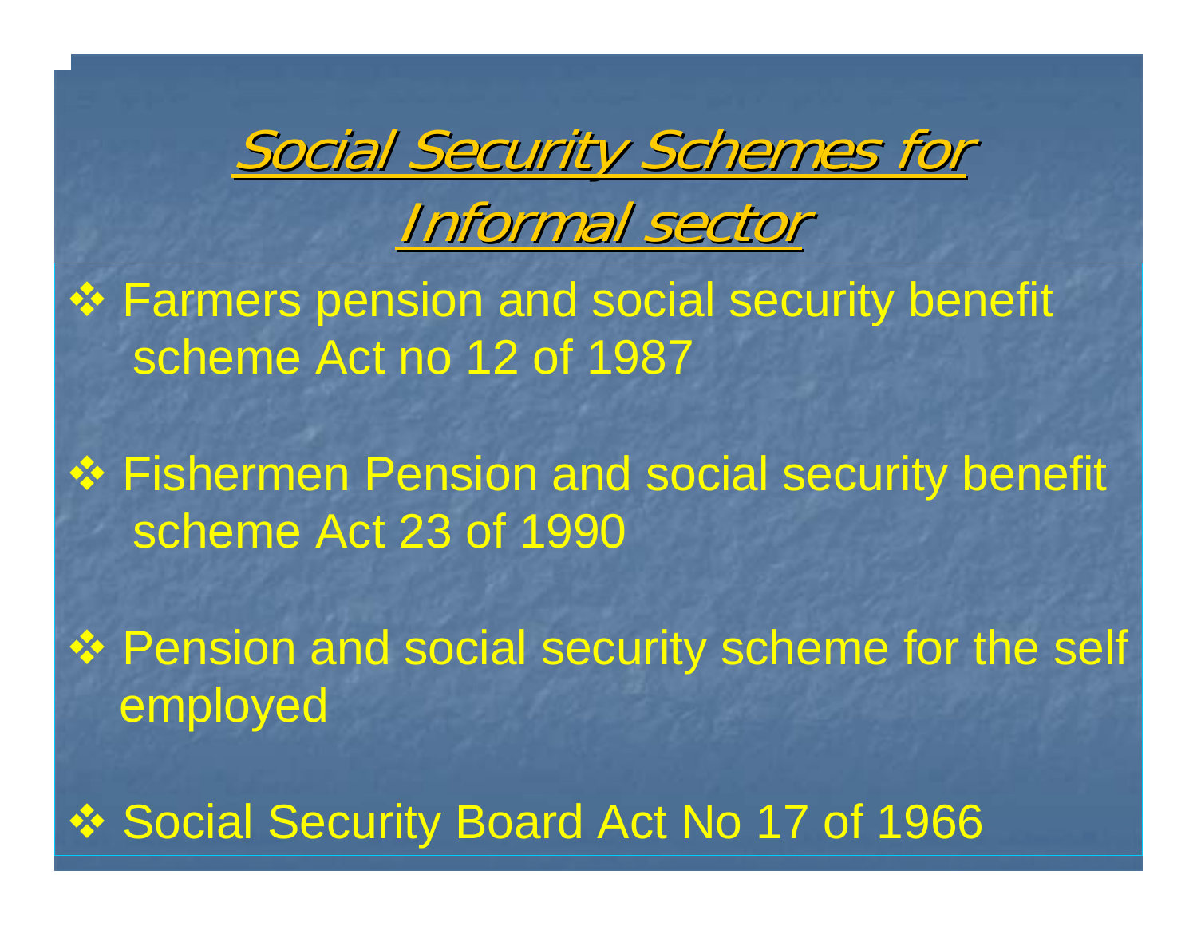# Social Security Schemes for Informal sector

- Farmers pension and social security benefit scheme Act no 12 of 1987
- Fishermen Pension and social security benefit scheme Act 23 of 1990
- Pension and social security scheme for the self employed
- Social Security Board Act No 17 of 1966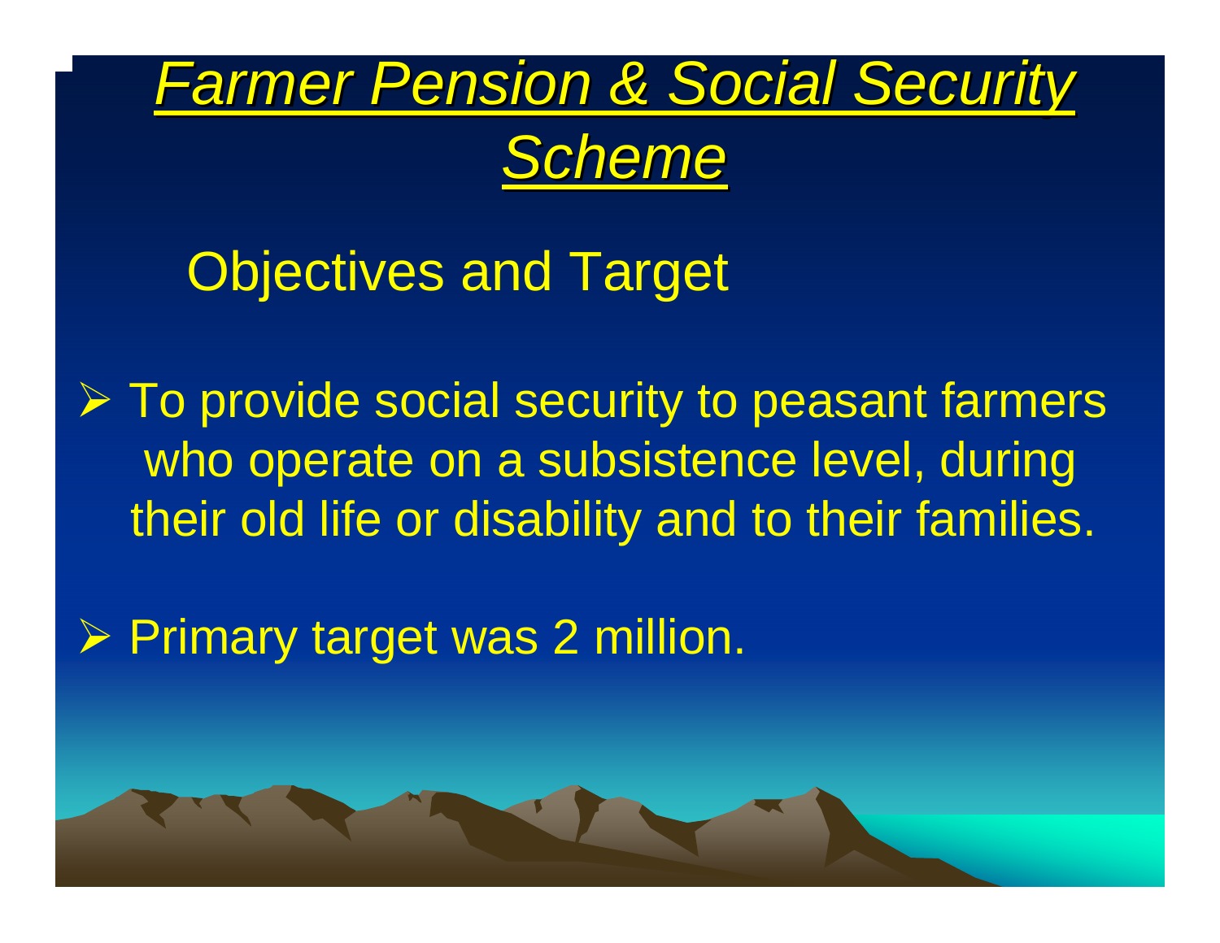# *Farmer Pension & Social Security Scheme*

## Objectives and Target

- To provide social security to peasant farmers who operate on a subsistence level, during their old life or disability and to their families.
- Primary target was 2 million.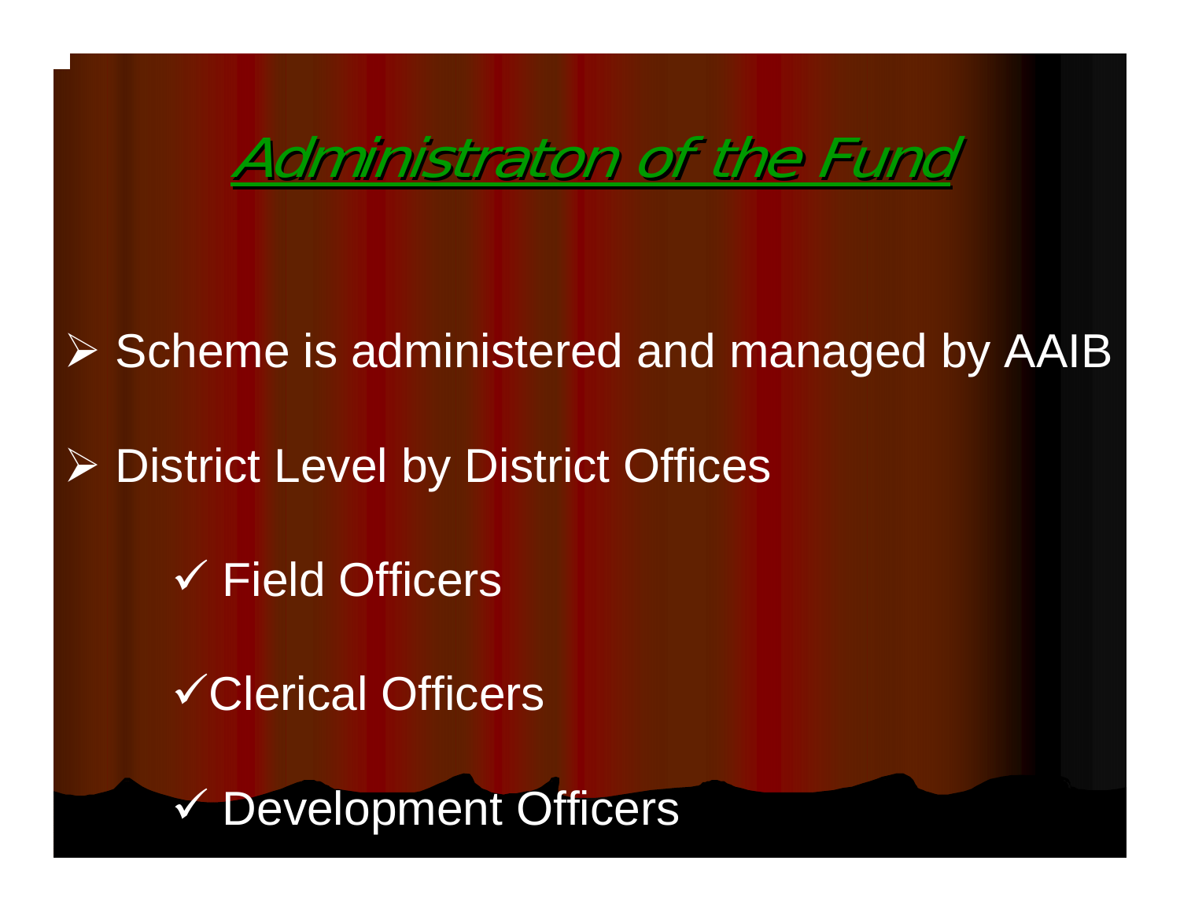# Administraton of the Fund

- Scheme is administered and managed by AAIB
- District Level by District Offices
  - ✓ Field Officers
  - ✓ Clerical Officers
  - ✓ Development Officers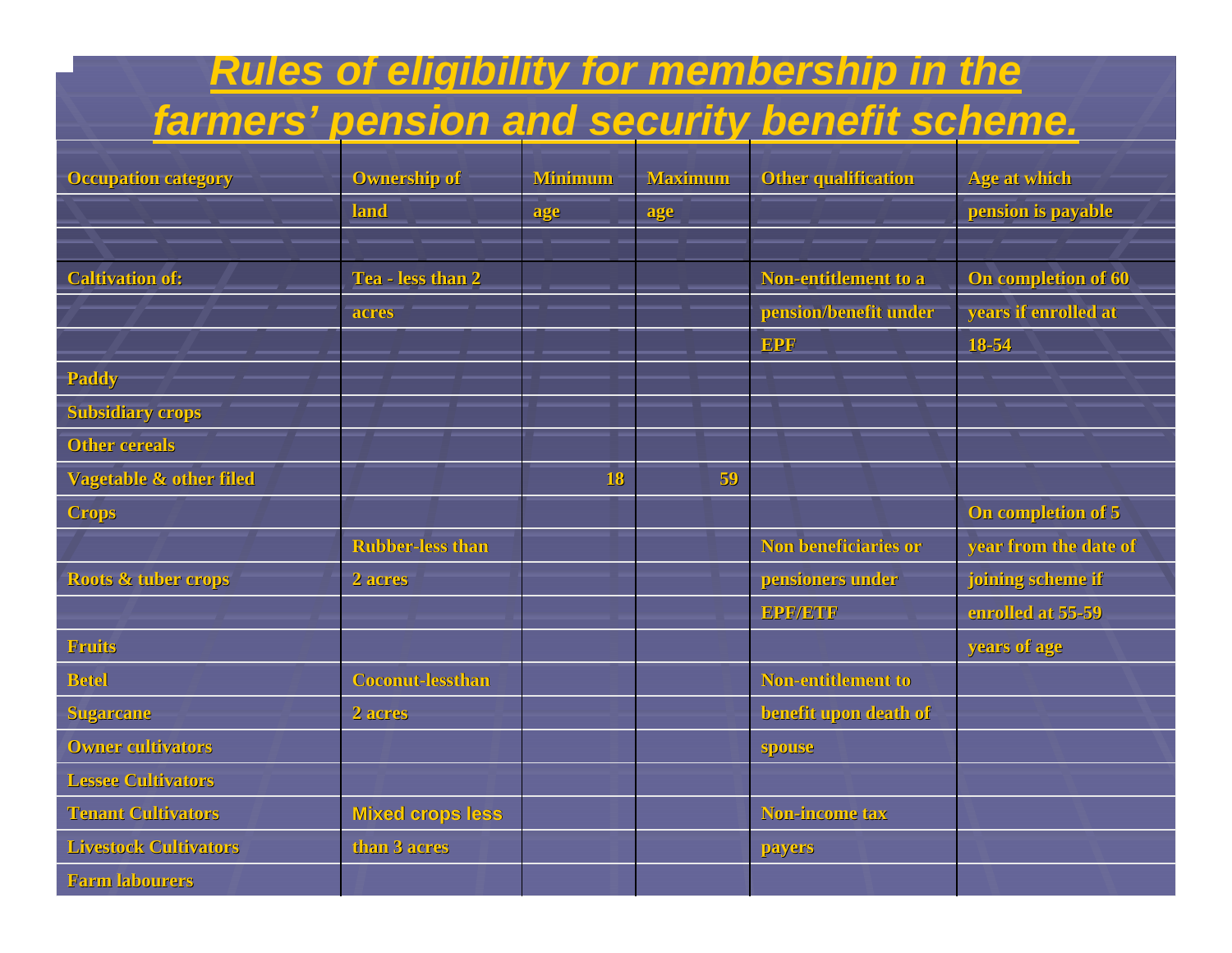# *Rules of eligibility for membership in the farmers' pension and security benefit scheme.*

| Occupation category | Ownership of land | Minimum age | Maximum age | Other qualification | Age at which pension is payable |
|---|---|---|---|---|---|
| Caltivation of: | Tea - less than 2 acres | | | Non-entitlement to a pension/benefit under EPF | On completion of 60 years if enrolled at 18-54 |
| Paddy | | | | | |
| Subsidiary crops | | | | | |
| Other cereals | | | | | |
| Vagetable & other filed | | 18 | 59 | | |
| Crops | | | | | On completion of 5 year from the date of joining scheme if enrolled at 55-59 years of age |
| Roots & tuber crops | Rubber-less than 2 acres | | | Non beneficiaries or pensioners under EPF/ETF | |
| Fruits | | | | | |
| Betel | Coconut-lessthan 2 acres | | | Non-entitlement to benefit upon death of spouse | |
| Sugarcane | | | | | |
| Owner cultivators | | | | | |
| Lessee Cultivators | | | | | |
| Tenant Cultivators | Mixed crops less than 3 acres | | | Non-income tax payers | |
| Livestock Cultivators | | | | | |
| Farm labourers | | | | | |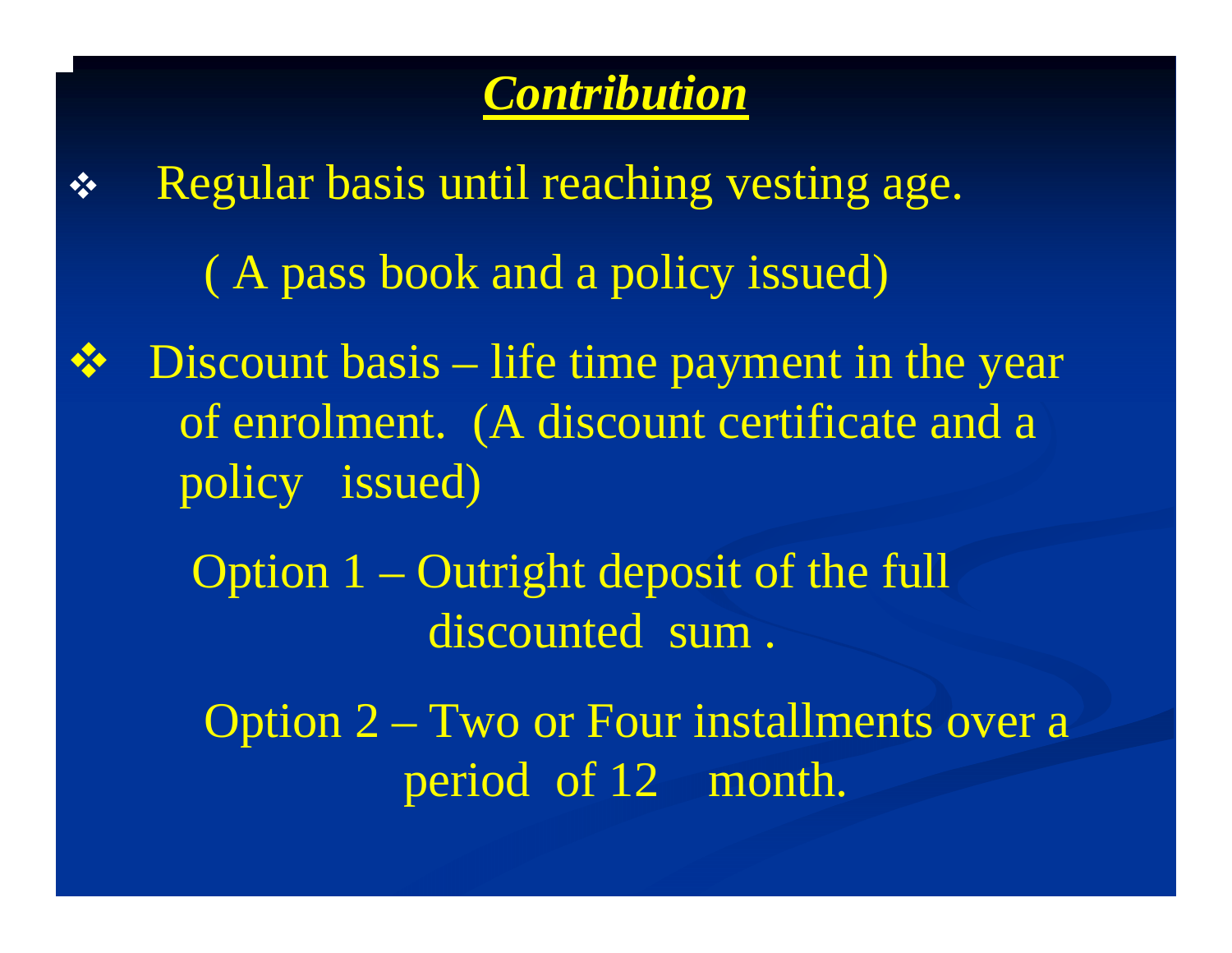## ***Contribution***

- Regular basis until reaching vesting age.

  ( A pass book and a policy issued)

- Discount basis – life time payment in the year of enrolment. (A discount certificate and a policy issued)

  Option 1 – Outright deposit of the full discounted sum .

  Option 2 – Two or Four installments over a period of 12 month.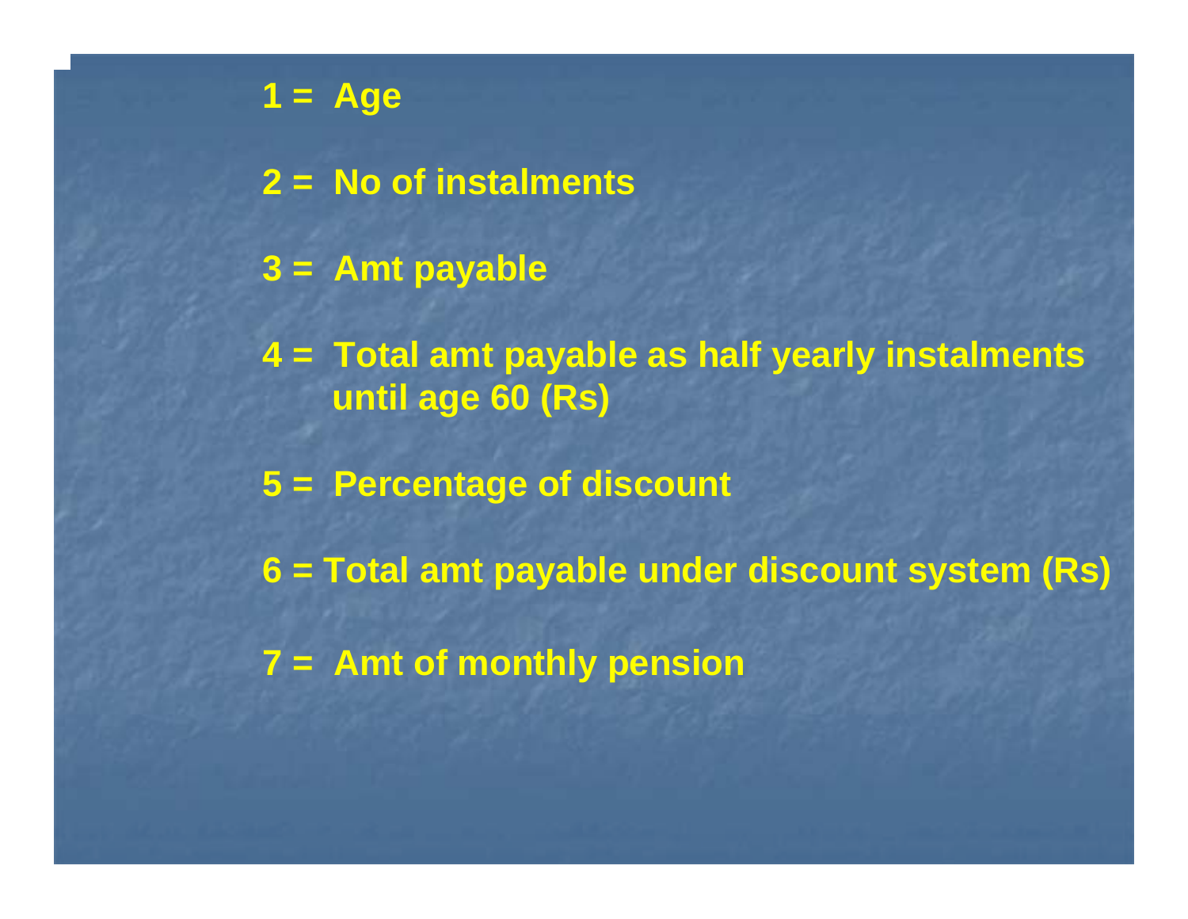1 = Age

2 = No of instalments

3 = Amt payable

4 = Total amt payable as half yearly instalments until age 60 (Rs)

5 = Percentage of discount

6 = Total amt payable under discount system (Rs)

7 = Amt of monthly pension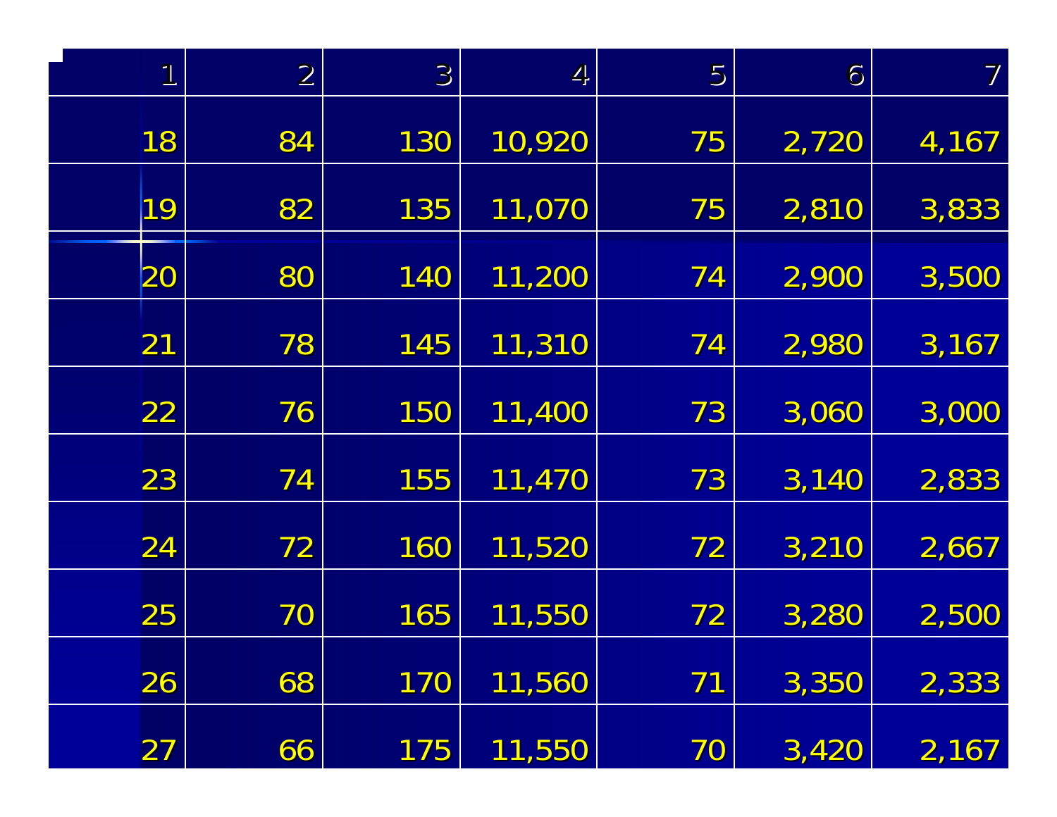| 1 | 2 | 3 | 4 | 5 | 6 | 7 |
|---|---|---|---|---|---|---|
| 18 | 84 | 130 | 10,920 | 75 | 2,720 | 4,167 |
| 19 | 82 | 135 | 11,070 | 75 | 2,810 | 3,833 |
| 20 | 80 | 140 | 11,200 | 74 | 2,900 | 3,500 |
| 21 | 78 | 145 | 11,310 | 74 | 2,980 | 3,167 |
| 22 | 76 | 150 | 11,400 | 73 | 3,060 | 3,000 |
| 23 | 74 | 155 | 11,470 | 73 | 3,140 | 2,833 |
| 24 | 72 | 160 | 11,520 | 72 | 3,210 | 2,667 |
| 25 | 70 | 165 | 11,550 | 72 | 3,280 | 2,500 |
| 26 | 68 | 170 | 11,560 | 71 | 3,350 | 2,333 |
| 27 | 66 | 175 | 11,550 | 70 | 3,420 | 2,167 |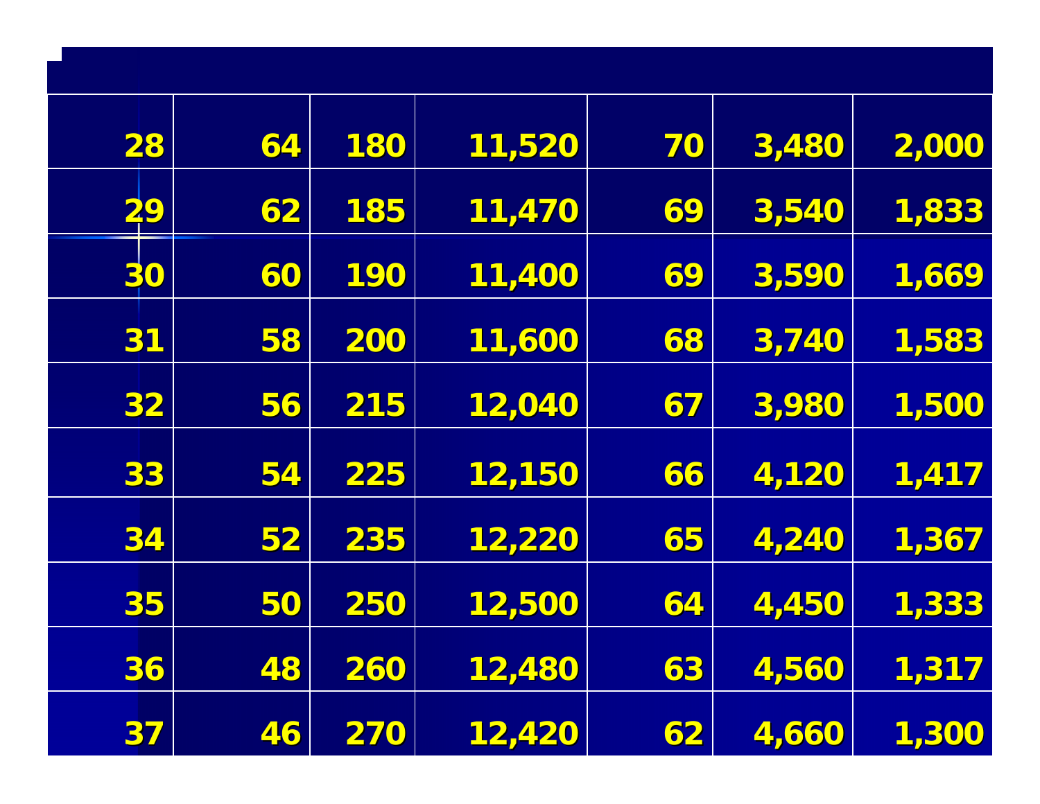| | | | | | | |
|---|---|---|---|---|---|---|
| 28 | 64 | 180 | 11,520 | 70 | 3,480 | 2,000 |
| 29 | 62 | 185 | 11,470 | 69 | 3,540 | 1,833 |
| 30 | 60 | 190 | 11,400 | 69 | 3,590 | 1,669 |
| 31 | 58 | 200 | 11,600 | 68 | 3,740 | 1,583 |
| 32 | 56 | 215 | 12,040 | 67 | 3,980 | 1,500 |
| 33 | 54 | 225 | 12,150 | 66 | 4,120 | 1,417 |
| 34 | 52 | 235 | 12,220 | 65 | 4,240 | 1,367 |
| 35 | 50 | 250 | 12,500 | 64 | 4,450 | 1,333 |
| 36 | 48 | 260 | 12,480 | 63 | 4,560 | 1,317 |
| 37 | 46 | 270 | 12,420 | 62 | 4,660 | 1,300 |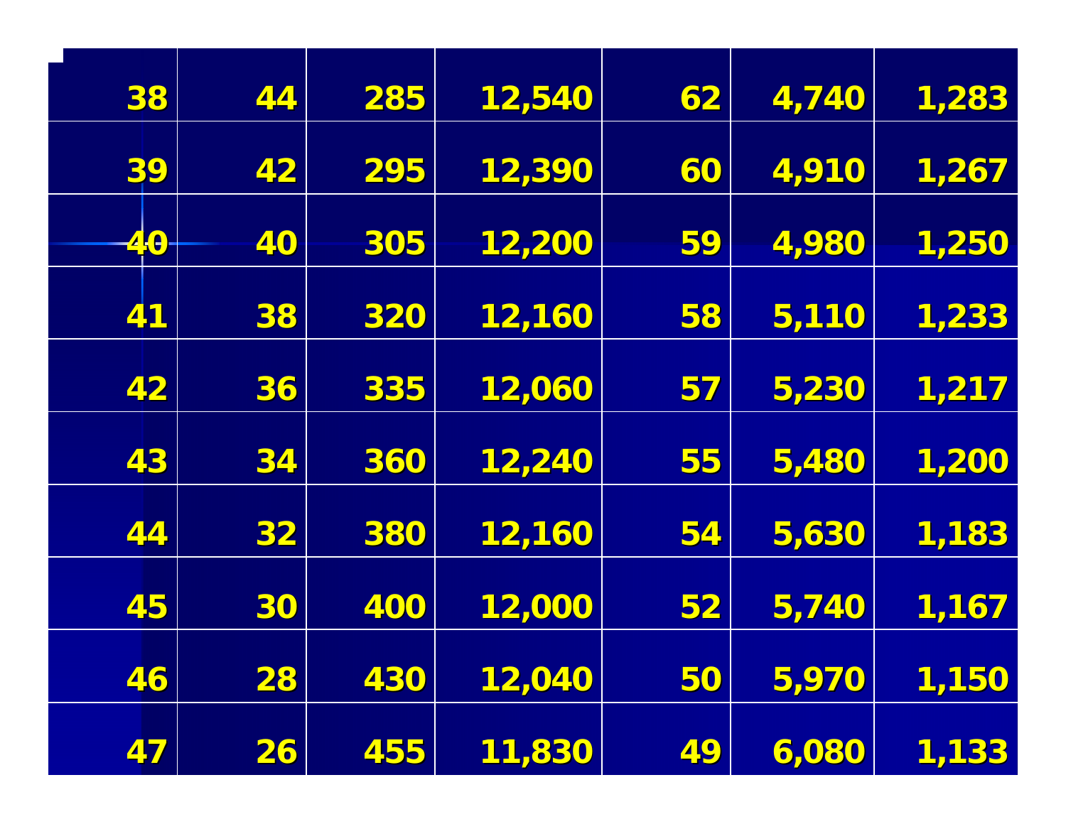| | | | | | | |
|---|---|---|---|---|---|---|
| 38 | 44 | 285 | 12,540 | 62 | 4,740 | 1,283 |
| 39 | 42 | 295 | 12,390 | 60 | 4,910 | 1,267 |
| 40 | 40 | 305 | 12,200 | 59 | 4,980 | 1,250 |
| 41 | 38 | 320 | 12,160 | 58 | 5,110 | 1,233 |
| 42 | 36 | 335 | 12,060 | 57 | 5,230 | 1,217 |
| 43 | 34 | 360 | 12,240 | 55 | 5,480 | 1,200 |
| 44 | 32 | 380 | 12,160 | 54 | 5,630 | 1,183 |
| 45 | 30 | 400 | 12,000 | 52 | 5,740 | 1,167 |
| 46 | 28 | 430 | 12,040 | 50 | 5,970 | 1,150 |
| 47 | 26 | 455 | 11,830 | 49 | 6,080 | 1,133 |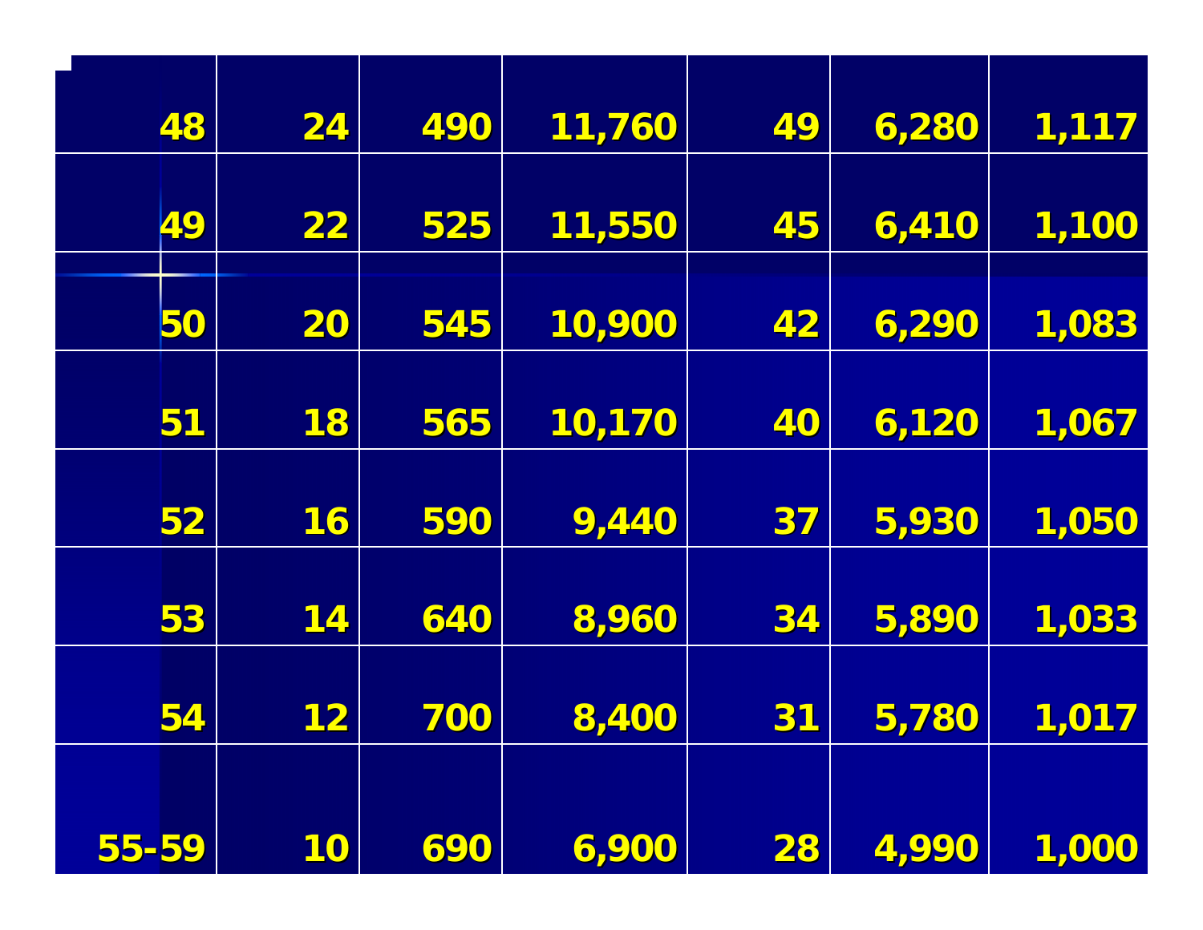| | | | | | | |
|---|---|---|---|---|---|---|
| 48 | 24 | 490 | 11,760 | 49 | 6,280 | 1,117 |
| 49 | 22 | 525 | 11,550 | 45 | 6,410 | 1,100 |
| 50 | 20 | 545 | 10,900 | 42 | 6,290 | 1,083 |
| 51 | 18 | 565 | 10,170 | 40 | 6,120 | 1,067 |
| 52 | 16 | 590 | 9,440 | 37 | 5,930 | 1,050 |
| 53 | 14 | 640 | 8,960 | 34 | 5,890 | 1,033 |
| 54 | 12 | 700 | 8,400 | 31 | 5,780 | 1,017 |
| 55-59 | 10 | 690 | 6,900 | 28 | 4,990 | 1,000 |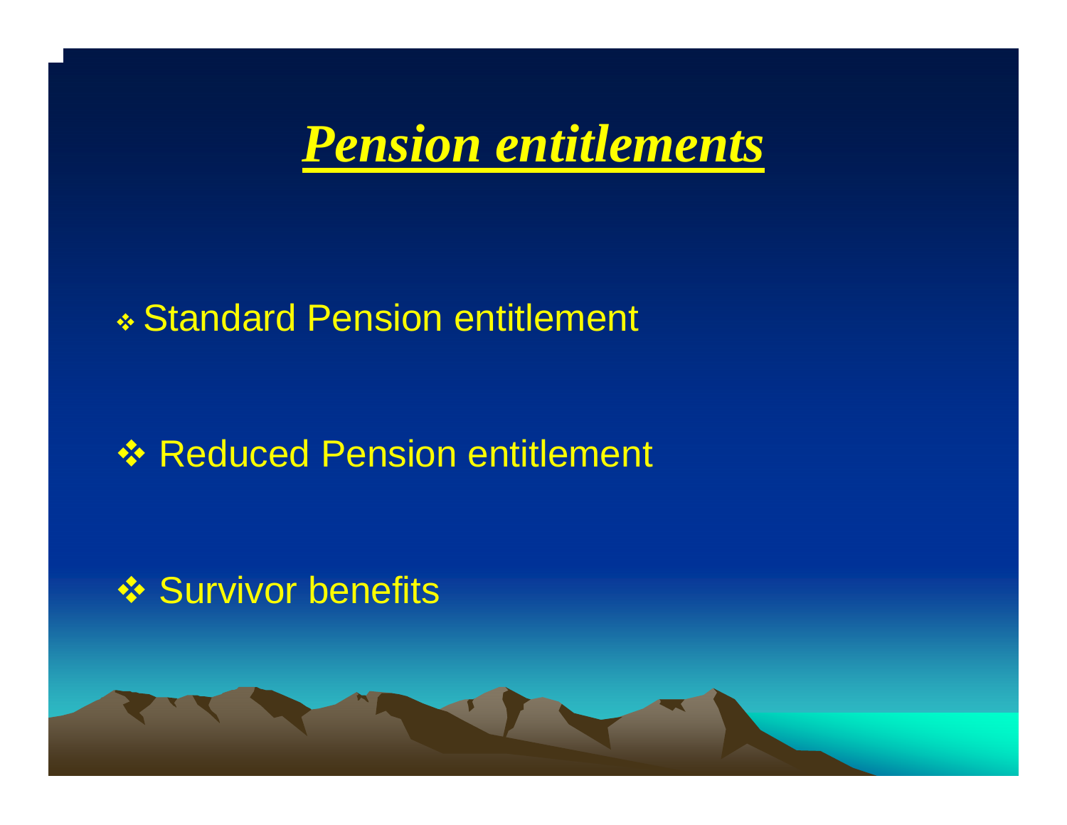# *Pension entitlements*

- Standard Pension entitlement
- Reduced Pension entitlement
- Survivor benefits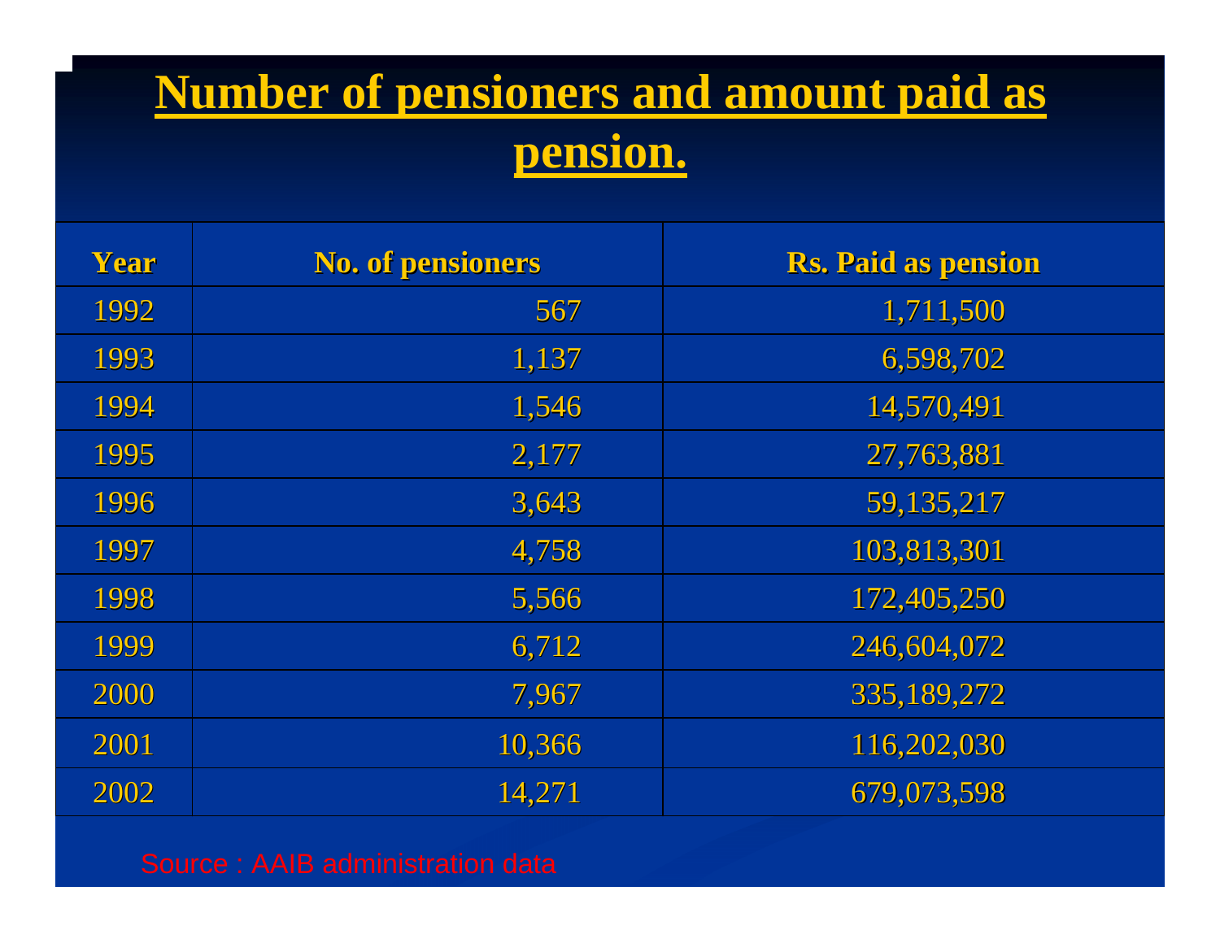# Number of pensioners and amount paid as pension.

| Year | No. of pensioners | Rs. Paid as pension |
|---|---|---|
| 1992 | 567 | 1,711,500 |
| 1993 | 1,137 | 6,598,702 |
| 1994 | 1,546 | 14,570,491 |
| 1995 | 2,177 | 27,763,881 |
| 1996 | 3,643 | 59,135,217 |
| 1997 | 4,758 | 103,813,301 |
| 1998 | 5,566 | 172,405,250 |
| 1999 | 6,712 | 246,604,072 |
| 2000 | 7,967 | 335,189,272 |
| 2001 | 10,366 | 116,202,030 |
| 2002 | 14,271 | 679,073,598 |

Source : AAIB administration data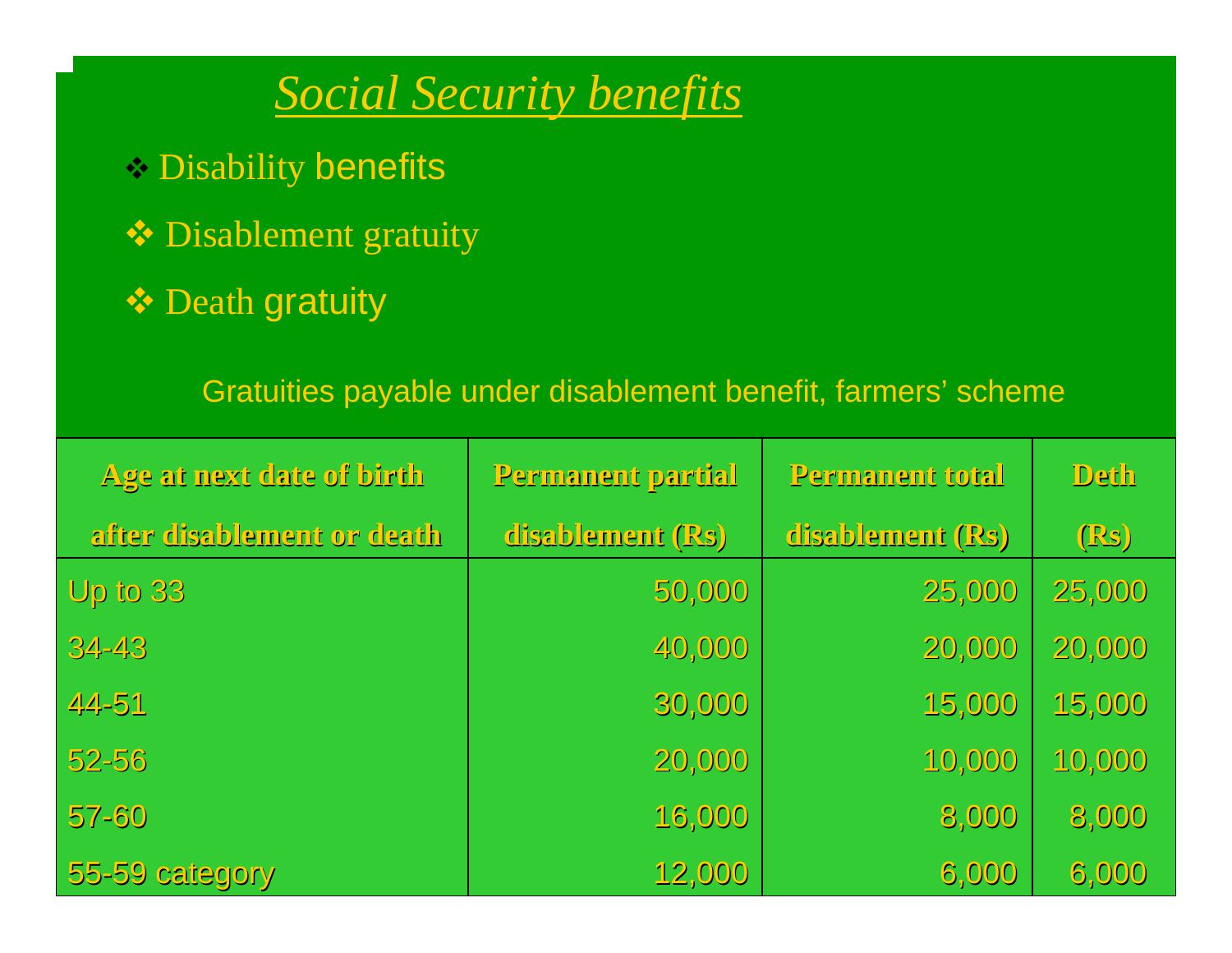# *Social Security benefits*

- Disability benefits
- Disablement gratuity
- Death gratuity

Gratuities payable under disablement benefit, farmers' scheme

| Age at next date of birth after disablement or death | Permanent partial disablement (Rs) | Permanent total disablement (Rs) | Deth (Rs) |
|---|---|---|---|
| Up to 33 | 50,000 | 25,000 | 25,000 |
| 34-43 | 40,000 | 20,000 | 20,000 |
| 44-51 | 30,000 | 15,000 | 15,000 |
| 52-56 | 20,000 | 10,000 | 10,000 |
| 57-60 | 16,000 | 8,000 | 8,000 |
| 55-59 category | 12,000 | 6,000 | 6,000 |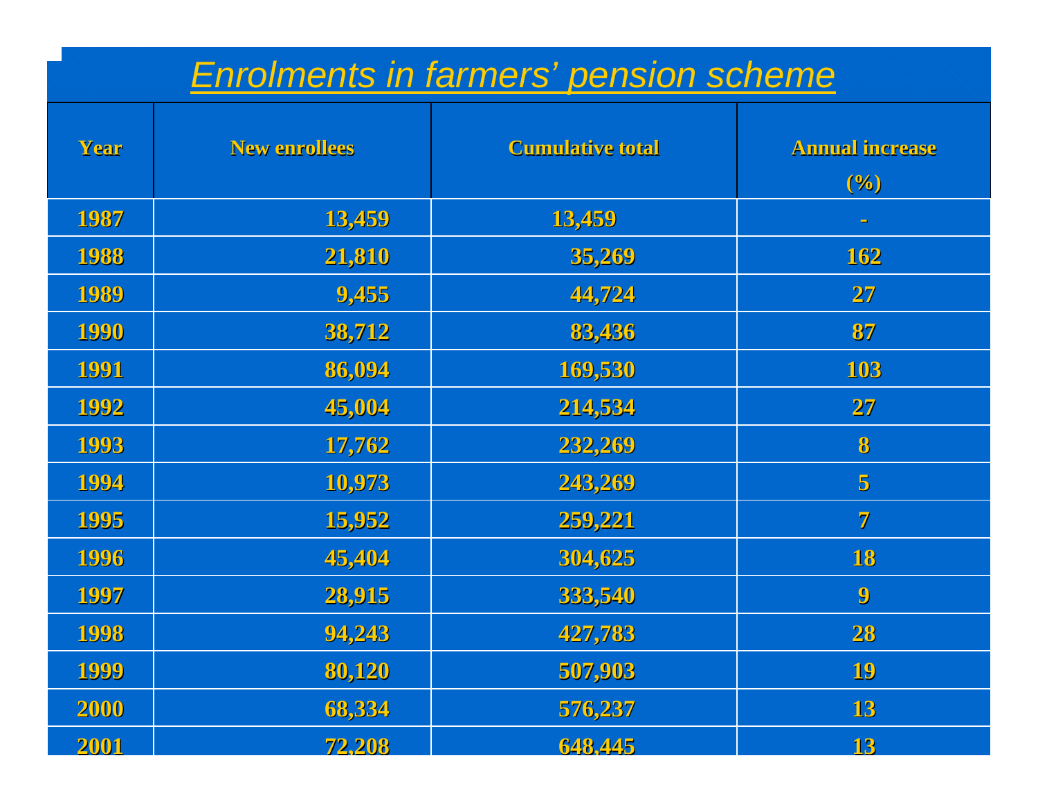# Enrolments in farmers' pension scheme

| Year | New enrollees | Cumulative total | Annual increase (%) |
|---|---|---|---|
| 1987 | 13,459 | 13,459 | - |
| 1988 | 21,810 | 35,269 | 162 |
| 1989 | 9,455 | 44,724 | 27 |
| 1990 | 38,712 | 83,436 | 87 |
| 1991 | 86,094 | 169,530 | 103 |
| 1992 | 45,004 | 214,534 | 27 |
| 1993 | 17,762 | 232,269 | 8 |
| 1994 | 10,973 | 243,269 | 5 |
| 1995 | 15,952 | 259,221 | 7 |
| 1996 | 45,404 | 304,625 | 18 |
| 1997 | 28,915 | 333,540 | 9 |
| 1998 | 94,243 | 427,783 | 28 |
| 1999 | 80,120 | 507,903 | 19 |
| 2000 | 68,334 | 576,237 | 13 |
| 2001 | 72,208 | 648,445 | 13 |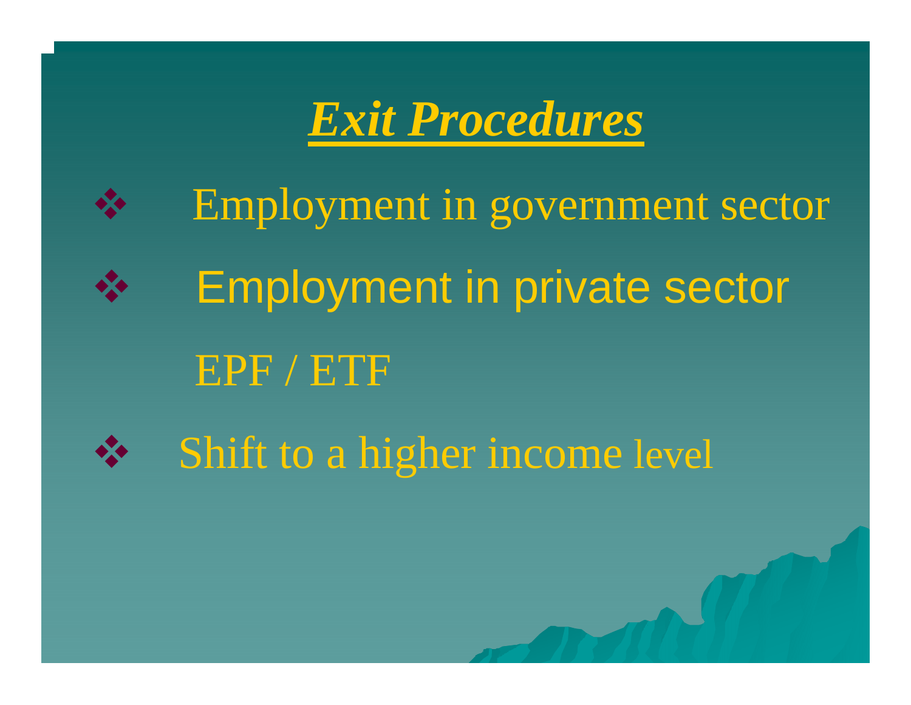# ***Exit Procedures***

- Employment in government sector
- Employment in private sector

  EPF / ETF

- Shift to a higher income level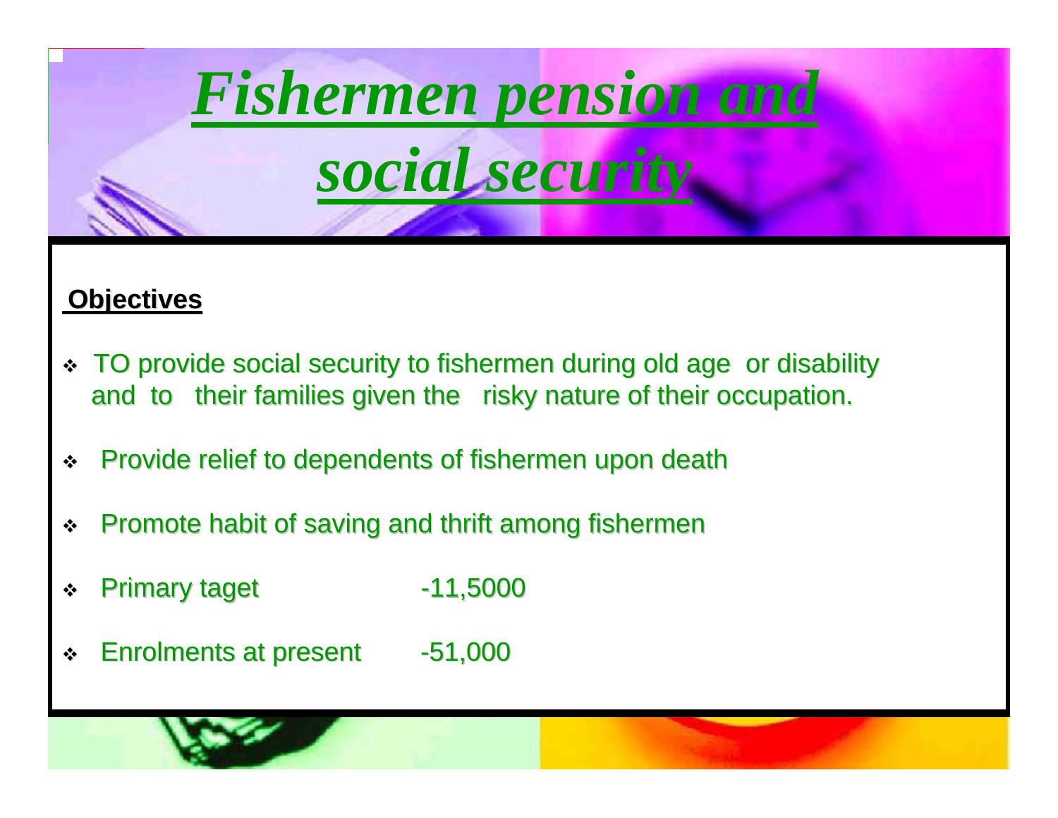# *Fishermen pension and social security*

**Objectives**

- TO provide social security to fishermen during old age or disability and to their families given the risky nature of their occupation.
- Provide relief to dependents of fishermen upon death
- Promote habit of saving and thrift among fishermen
- Primary taget -11,5000
- Enrolments at present -51,000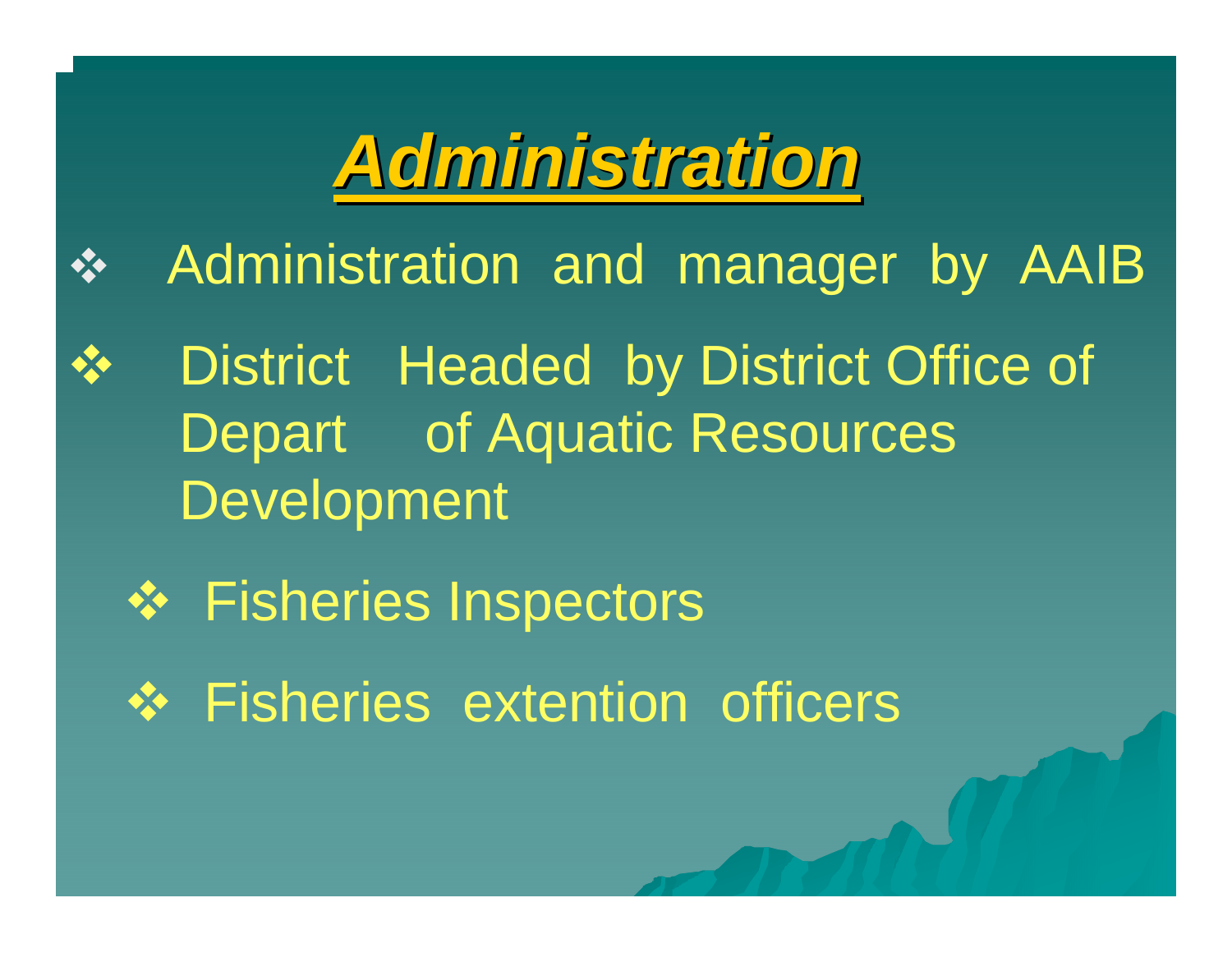# Administration

- Administration and manager by AAIB
- District Headed by District Office of Depart of Aquatic Resources Development
  - Fisheries Inspectors
  - Fisheries extention officers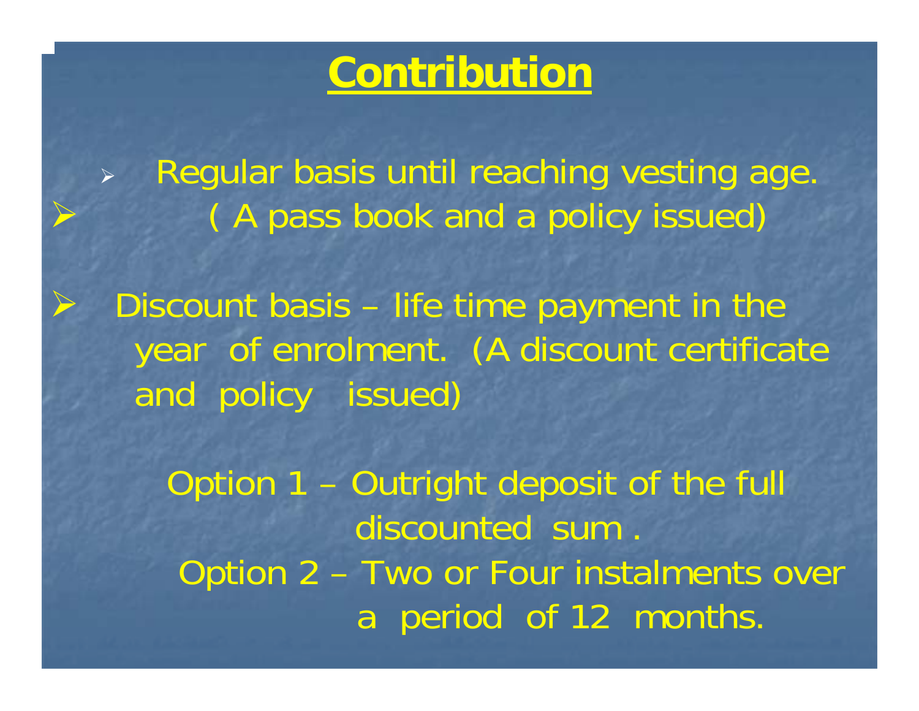# Contribution

- Regular basis until reaching vesting age. ( A pass book and a policy issued)

- Discount basis – life time payment in the year of enrolment. (A discount certificate and policy issued)

  Option 1 – Outright deposit of the full discounted sum .

  Option 2 – Two or Four instalments over a period of 12 months.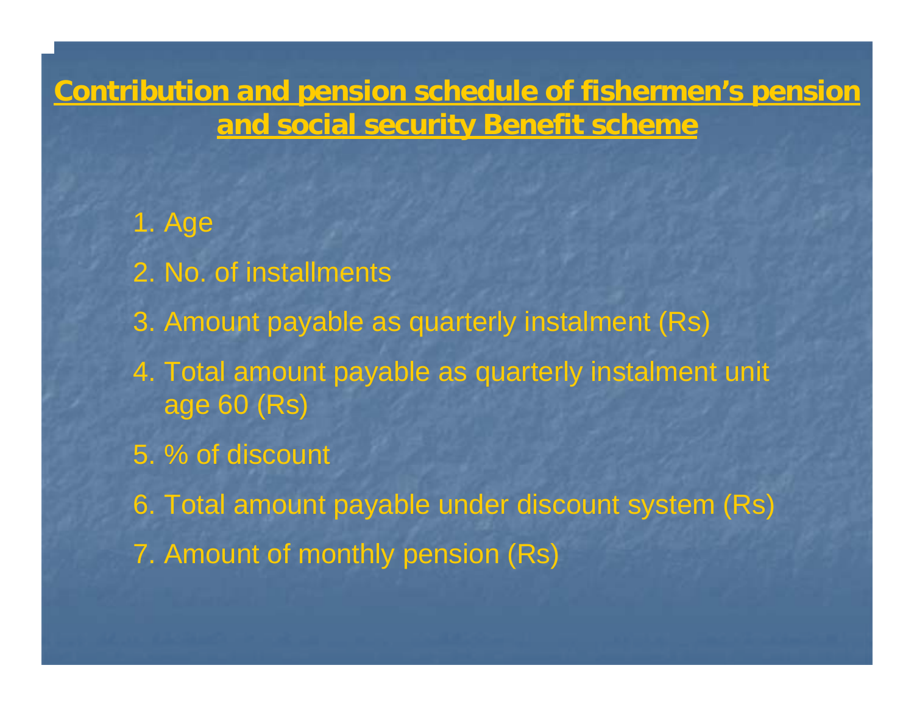## Contribution and pension schedule of fishermen's pension and social security Benefit scheme

1. Age
2. No. of installments
3. Amount payable as quarterly instalment (Rs)
4. Total amount payable as quarterly instalment unit age 60 (Rs)
5. % of discount
6. Total amount payable under discount system (Rs)
7. Amount of monthly pension (Rs)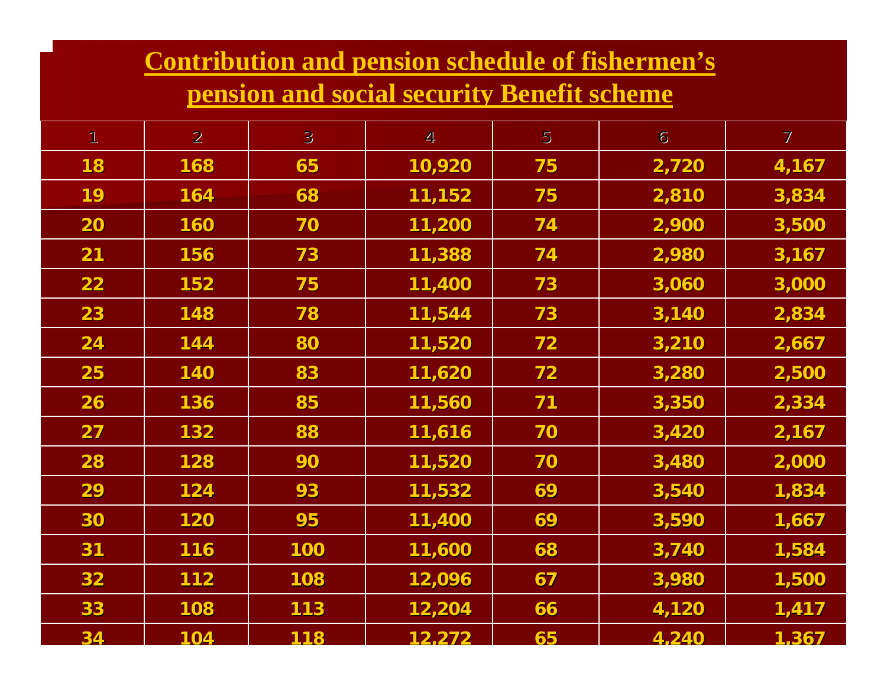## Contribution and pension schedule of fishermen's pension and social security Benefit scheme

| 1 | 2 | 3 | 4 | 5 | 6 | 7 |
|---|---|---|---|---|---|---|
| 18 | 168 | 65 | 10,920 | 75 | 2,720 | 4,167 |
| 19 | 164 | 68 | 11,152 | 75 | 2,810 | 3,834 |
| 20 | 160 | 70 | 11,200 | 74 | 2,900 | 3,500 |
| 21 | 156 | 73 | 11,388 | 74 | 2,980 | 3,167 |
| 22 | 152 | 75 | 11,400 | 73 | 3,060 | 3,000 |
| 23 | 148 | 78 | 11,544 | 73 | 3,140 | 2,834 |
| 24 | 144 | 80 | 11,520 | 72 | 3,210 | 2,667 |
| 25 | 140 | 83 | 11,620 | 72 | 3,280 | 2,500 |
| 26 | 136 | 85 | 11,560 | 71 | 3,350 | 2,334 |
| 27 | 132 | 88 | 11,616 | 70 | 3,420 | 2,167 |
| 28 | 128 | 90 | 11,520 | 70 | 3,480 | 2,000 |
| 29 | 124 | 93 | 11,532 | 69 | 3,540 | 1,834 |
| 30 | 120 | 95 | 11,400 | 69 | 3,590 | 1,667 |
| 31 | 116 | 100 | 11,600 | 68 | 3,740 | 1,584 |
| 32 | 112 | 108 | 12,096 | 67 | 3,980 | 1,500 |
| 33 | 108 | 113 | 12,204 | 66 | 4,120 | 1,417 |
| 34 | 104 | 118 | 12,272 | 65 | 4,240 | 1,367 |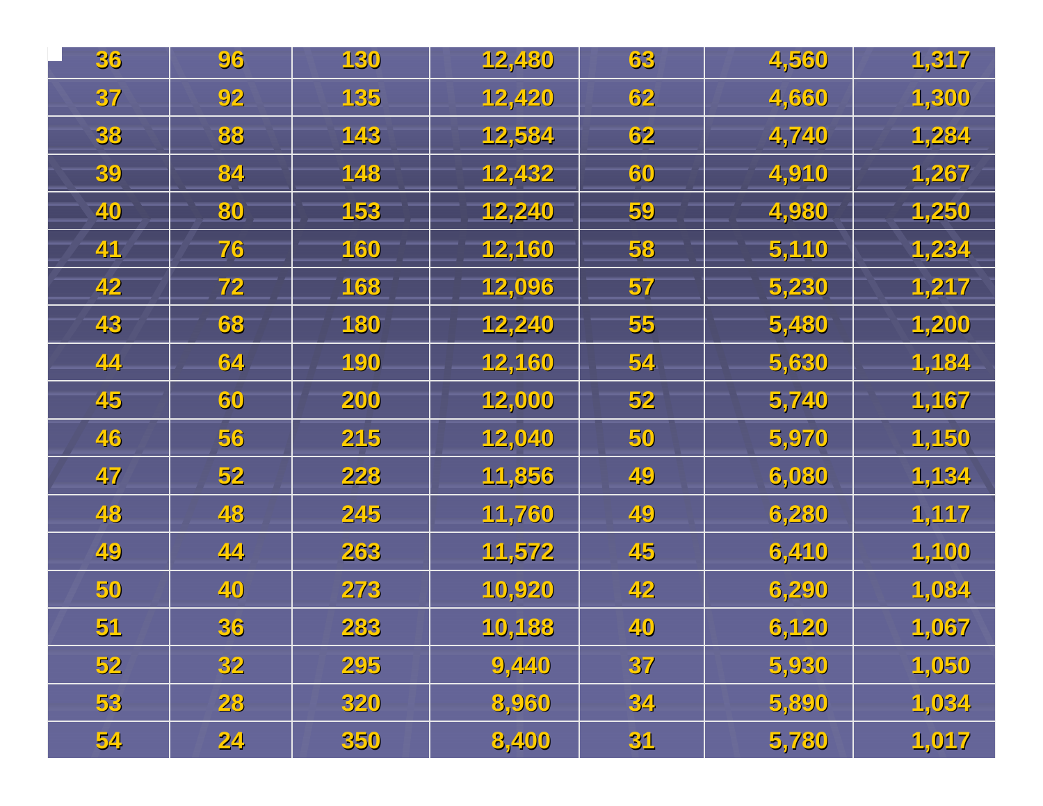| | | | | | | |
|---|---|---|---|---|---|---|
| 36 | 96 | 130 | 12,480 | 63 | 4,560 | 1,317 |
| 37 | 92 | 135 | 12,420 | 62 | 4,660 | 1,300 |
| 38 | 88 | 143 | 12,584 | 62 | 4,740 | 1,284 |
| 39 | 84 | 148 | 12,432 | 60 | 4,910 | 1,267 |
| 40 | 80 | 153 | 12,240 | 59 | 4,980 | 1,250 |
| 41 | 76 | 160 | 12,160 | 58 | 5,110 | 1,234 |
| 42 | 72 | 168 | 12,096 | 57 | 5,230 | 1,217 |
| 43 | 68 | 180 | 12,240 | 55 | 5,480 | 1,200 |
| 44 | 64 | 190 | 12,160 | 54 | 5,630 | 1,184 |
| 45 | 60 | 200 | 12,000 | 52 | 5,740 | 1,167 |
| 46 | 56 | 215 | 12,040 | 50 | 5,970 | 1,150 |
| 47 | 52 | 228 | 11,856 | 49 | 6,080 | 1,134 |
| 48 | 48 | 245 | 11,760 | 49 | 6,280 | 1,117 |
| 49 | 44 | 263 | 11,572 | 45 | 6,410 | 1,100 |
| 50 | 40 | 273 | 10,920 | 42 | 6,290 | 1,084 |
| 51 | 36 | 283 | 10,188 | 40 | 6,120 | 1,067 |
| 52 | 32 | 295 | 9,440 | 37 | 5,930 | 1,050 |
| 53 | 28 | 320 | 8,960 | 34 | 5,890 | 1,034 |
| 54 | 24 | 350 | 8,400 | 31 | 5,780 | 1,017 |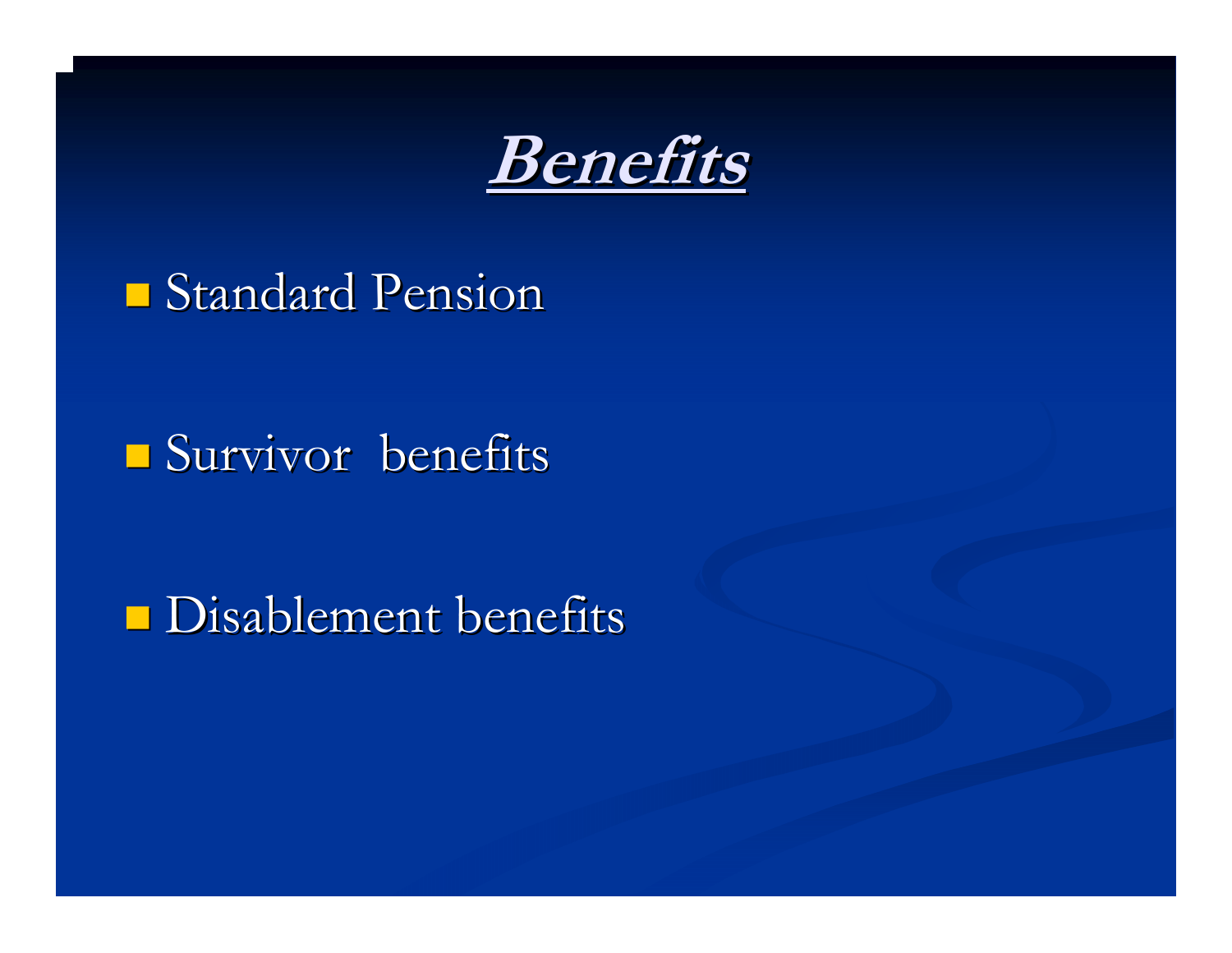# Benefits

- Standard Pension
- Survivor benefits
- Disablement benefits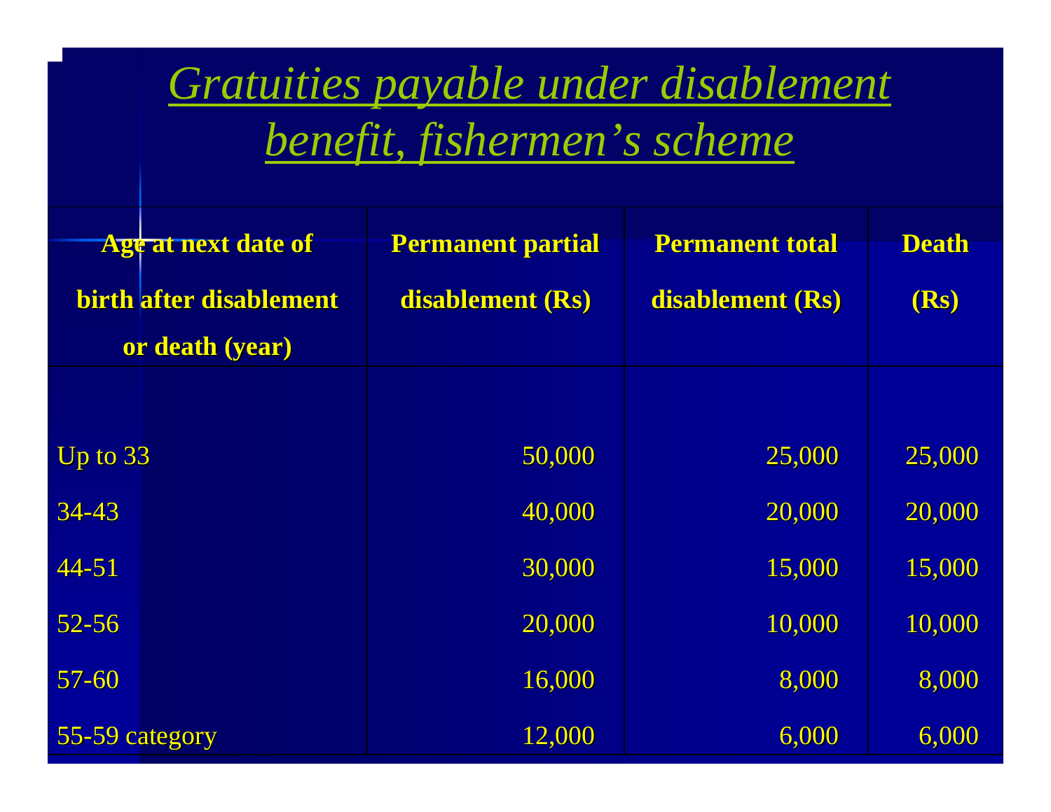# *Gratuities payable under disablement benefit, fishermen's scheme*

| Age at next date of birth after disablement or death (year) | Permanent partial disablement (Rs) | Permanent total disablement (Rs) | Death (Rs) |
|---|---|---|---|
| Up to 33 | 50,000 | 25,000 | 25,000 |
| 34-43 | 40,000 | 20,000 | 20,000 |
| 44-51 | 30,000 | 15,000 | 15,000 |
| 52-56 | 20,000 | 10,000 | 10,000 |
| 57-60 | 16,000 | 8,000 | 8,000 |
| 55-59 category | 12,000 | 6,000 | 6,000 |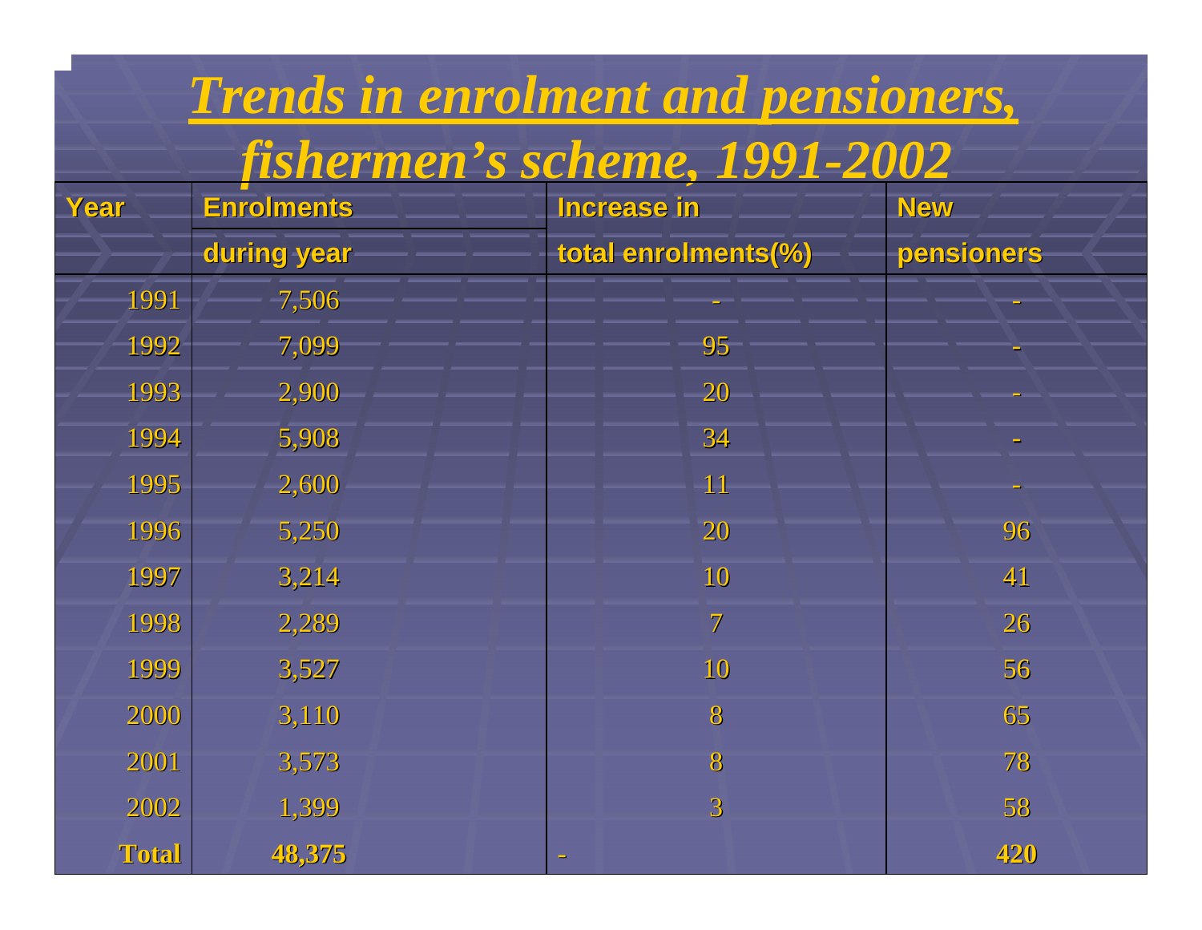# *Trends in enrolment and pensioners, fishermen's scheme, 1991-2002*

| Year | Enrolments during year | Increase in total enrolments(%) | New pensioners |
|---|---|---|---|
| 1991 | 7,506 | - | - |
| 1992 | 7,099 | 95 | - |
| 1993 | 2,900 | 20 | - |
| 1994 | 5,908 | 34 | - |
| 1995 | 2,600 | 11 | - |
| 1996 | 5,250 | 20 | 96 |
| 1997 | 3,214 | 10 | 41 |
| 1998 | 2,289 | 7 | 26 |
| 1999 | 3,527 | 10 | 56 |
| 2000 | 3,110 | 8 | 65 |
| 2001 | 3,573 | 8 | 78 |
| 2002 | 1,399 | 3 | 58 |
| **Total** | **48,375** | - | **420** |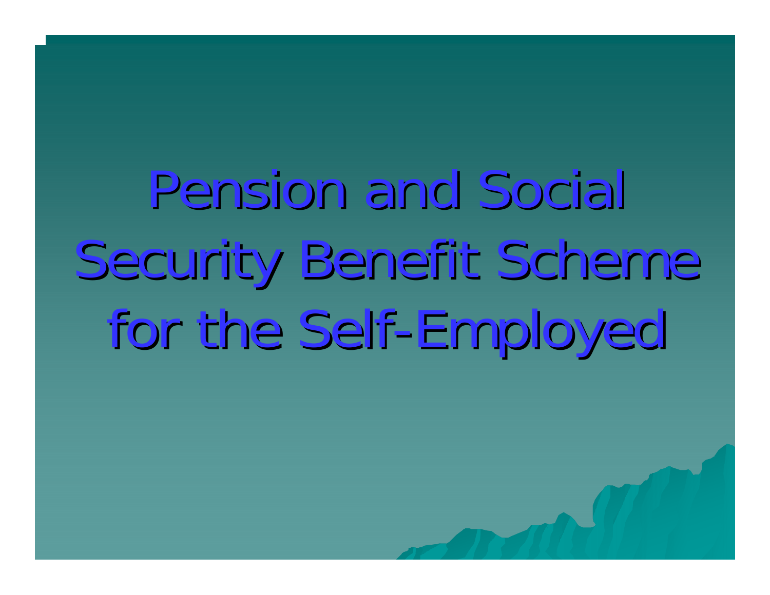# Pension and Social Security Benefit Scheme for the Self-Employed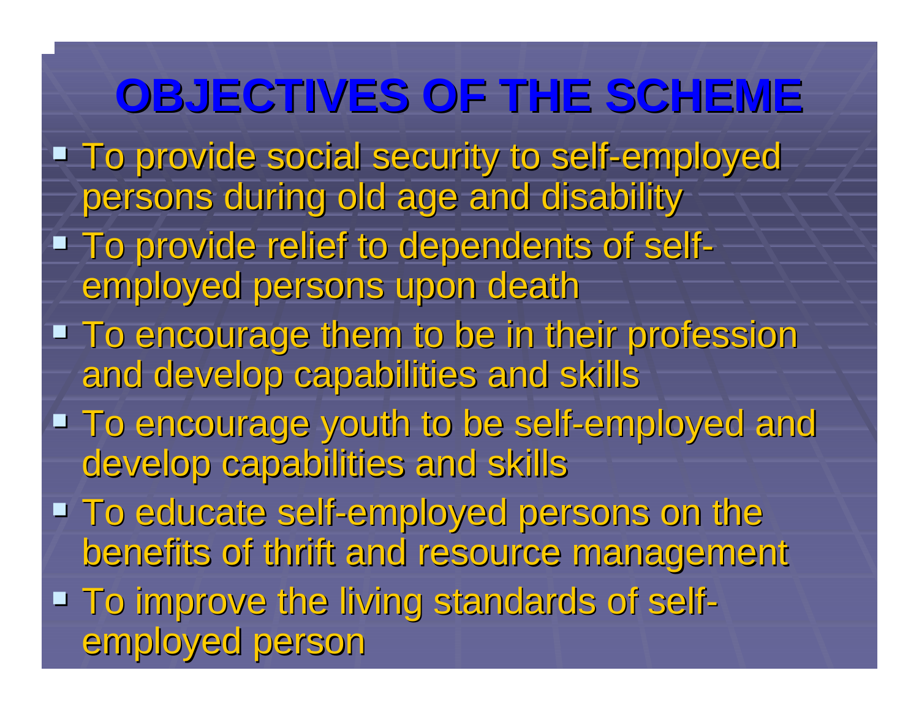# OBJECTIVES OF THE SCHEME

- To provide social security to self-employed persons during old age and disability
- To provide relief to dependents of self-employed persons upon death
- To encourage them to be in their profession and develop capabilities and skills
- To encourage youth to be self-employed and develop capabilities and skills
- To educate self-employed persons on the benefits of thrift and resource management
- To improve the living standards of self-employed person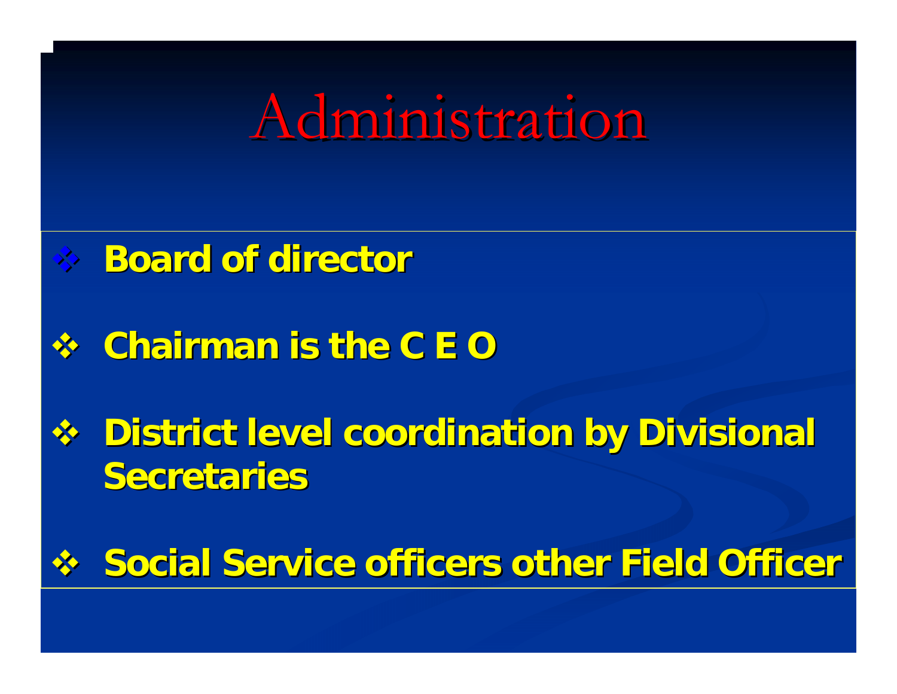# Administration

- **Board of director**
- **Chairman is the C E O**
- **District level coordination by Divisional Secretaries**
- **Social Service officers other Field Officer**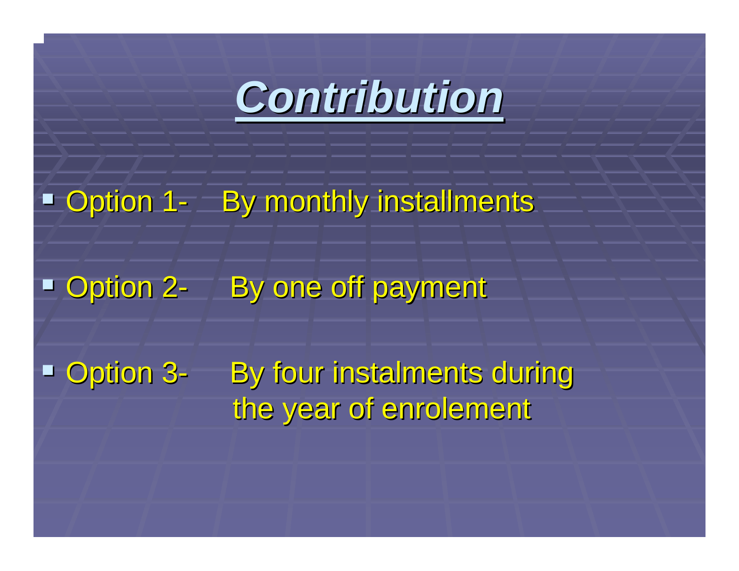# ***Contribution***

- Option 1- By monthly installments
- Option 2- By one off payment
- Option 3- By four instalments during the year of enrolement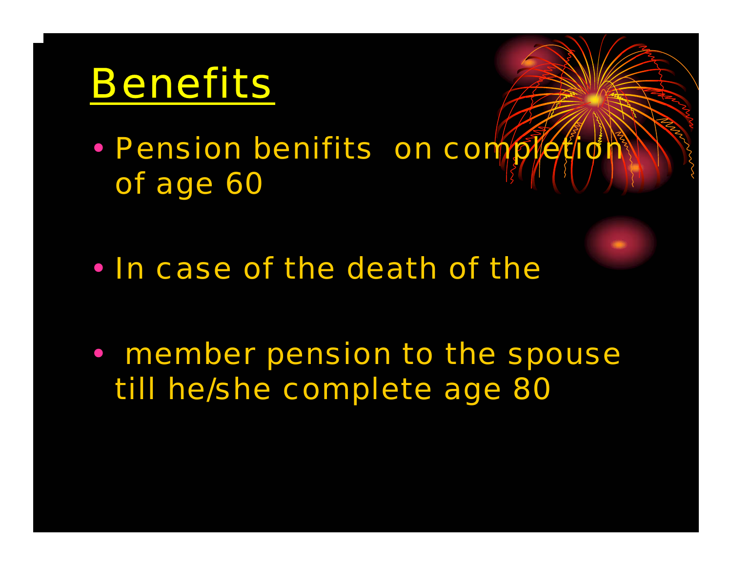# Benefits

- Pension benifits  on completion of age 60

- In case of the death of the

- member pension to the spouse till he/she complete age 80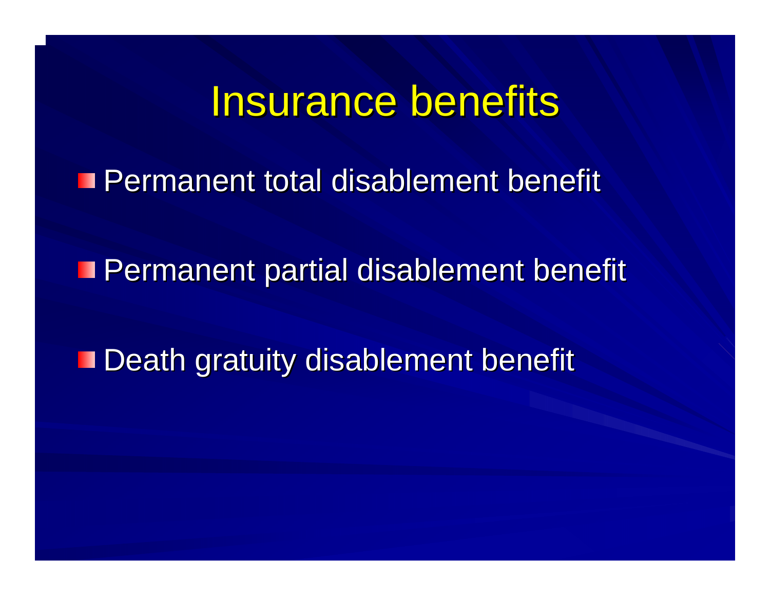# Insurance benefits

- Permanent total disablement benefit
- Permanent partial disablement benefit
- Death gratuity disablement benefit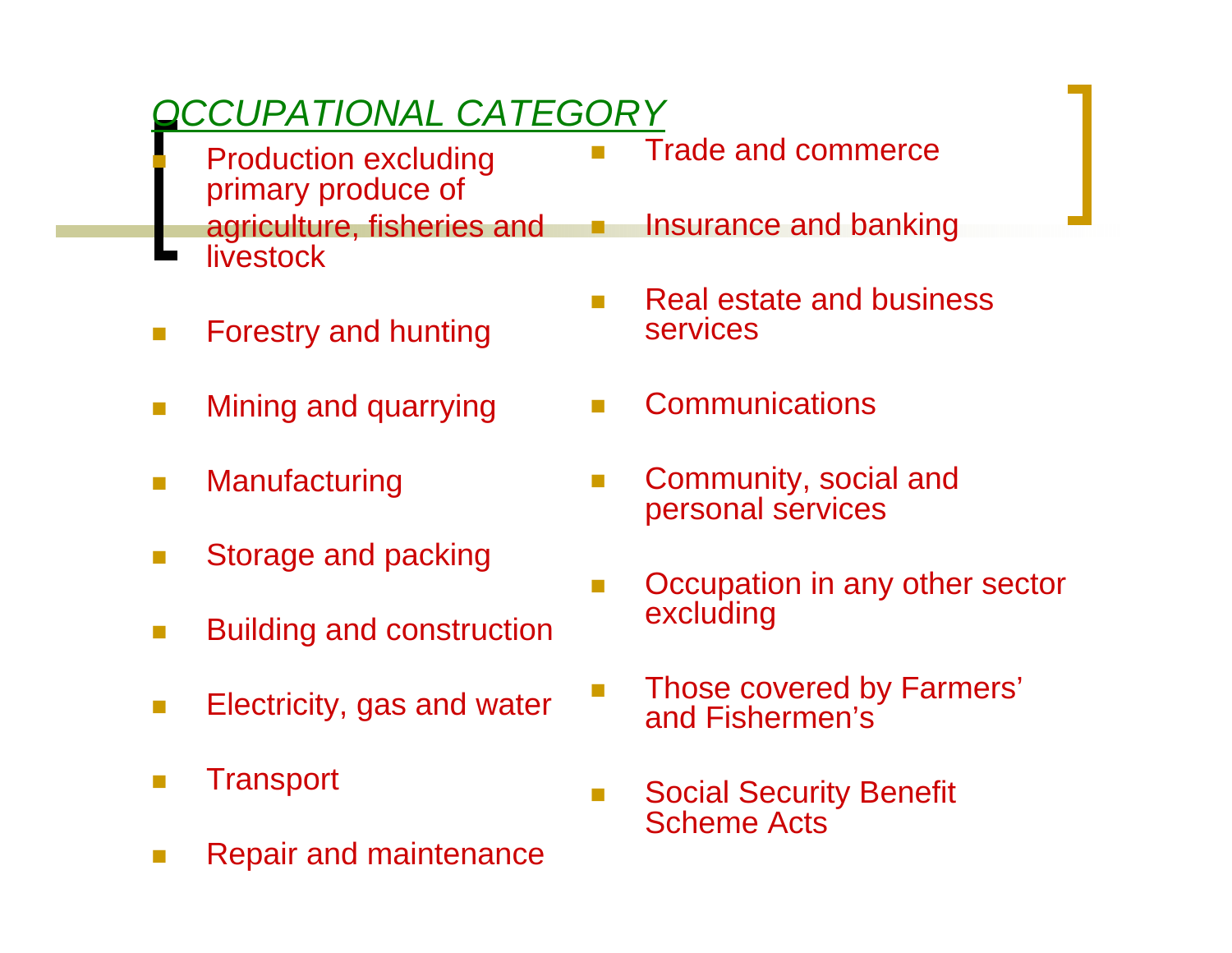## *OCCUPATIONAL CATEGORY*

- Production excluding primary produce of agriculture, fisheries and livestock
- Forestry and hunting
- Mining and quarrying
- Manufacturing
- Storage and packing
- Building and construction
- Electricity, gas and water
- Transport
- Repair and maintenance
- Trade and commerce
- Insurance and banking
- Real estate and business services
- Communications
- Community, social and personal services
- Occupation in any other sector excluding
- Those covered by Farmers' and Fishermen's
- Social Security Benefit Scheme Acts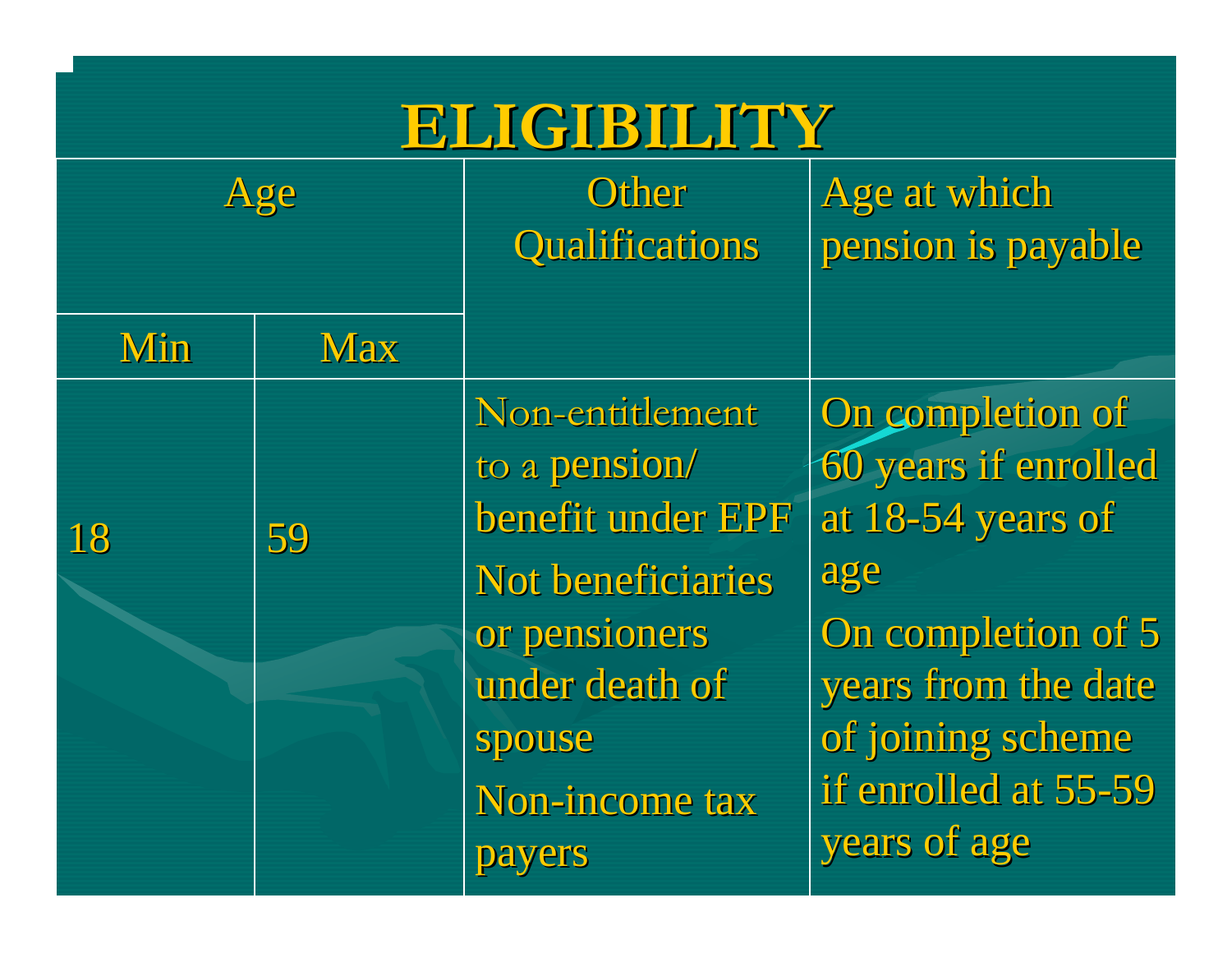# ELIGIBILITY

| Age | | Other Qualifications | Age at which pension is payable |
|---|---|---|---|
| Min | Max | | |
| 18 | 59 | Non-entitlement to a pension/ benefit under EPF<br>Not beneficiaries or pensioners under death of spouse<br>Non-income tax payers | On completion of 60 years if enrolled at 18-54 years of age<br>On completion of 5 years from the date of joining scheme if enrolled at 55-59 years of age |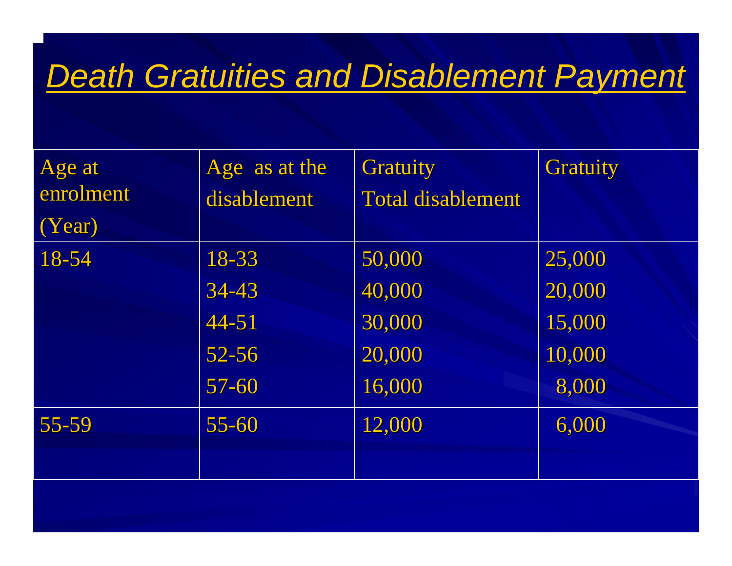# *Death Gratuities and Disablement Payment*

| Age at enrolment (Year) | Age as at the disablement | Gratuity Total disablement | Gratuity |
|---|---|---|---|
| 18-54 | 18-33 | 50,000 | 25,000 |
| | 34-43 | 40,000 | 20,000 |
| | 44-51 | 30,000 | 15,000 |
| | 52-56 | 20,000 | 10,000 |
| | 57-60 | 16,000 | 8,000 |
| 55-59 | 55-60 | 12,000 | 6,000 |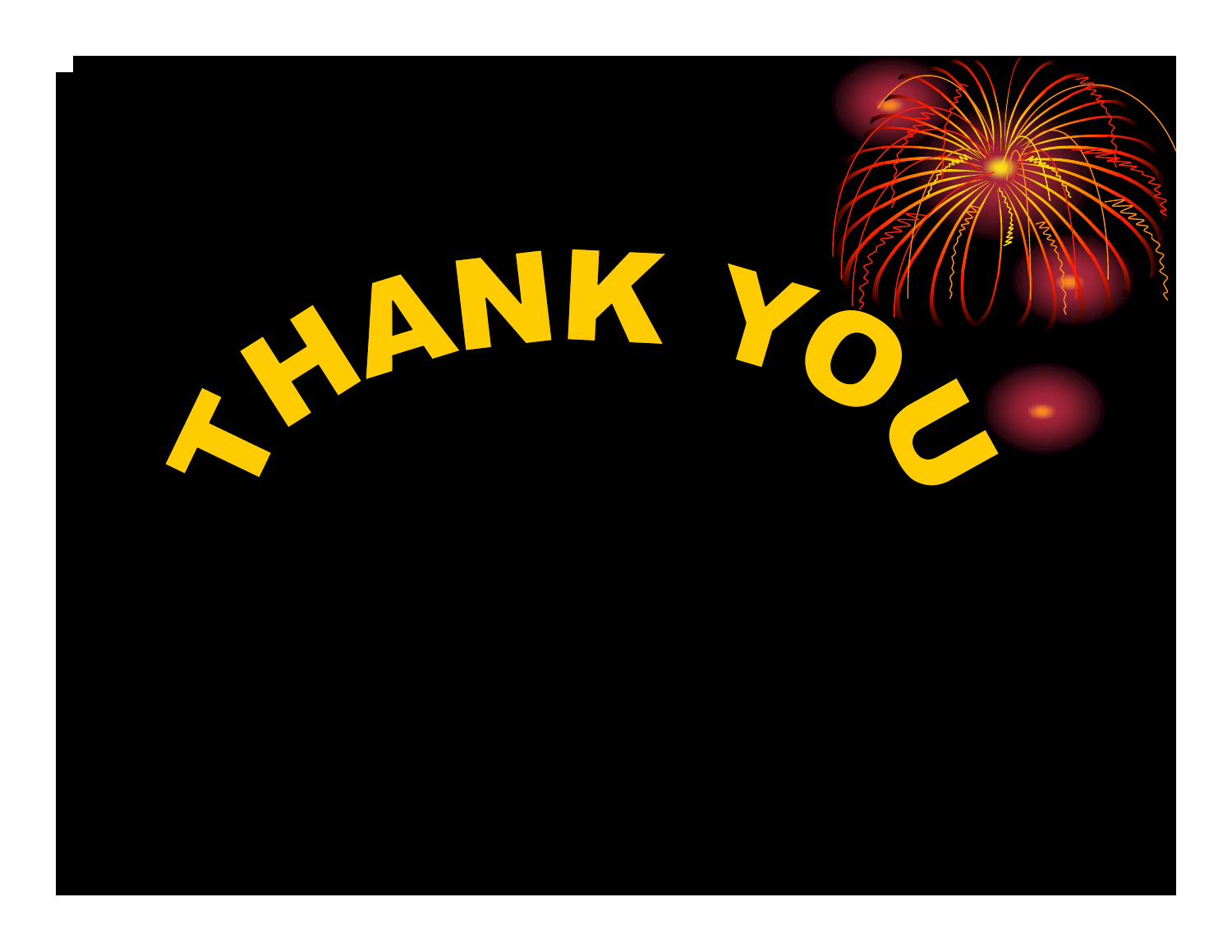THANK YOU